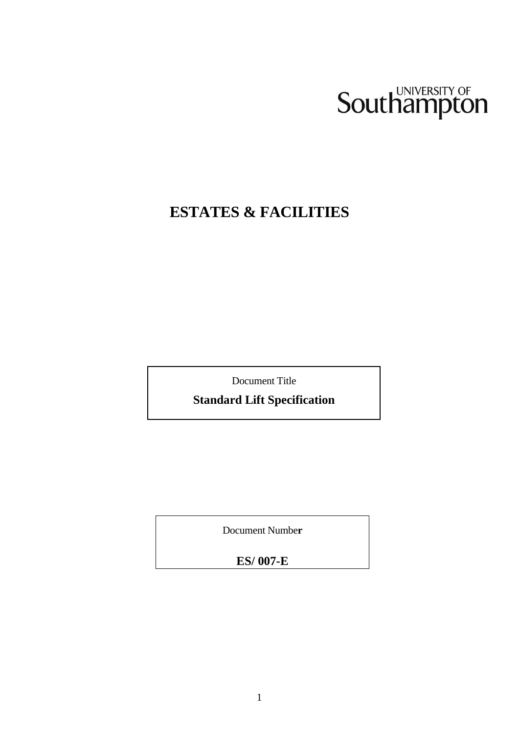UNIVERSITY OF Southampton

# ESTATES & FACILITIES

Document Title

**Standard Lift Specification**

Document Number

**ES/ 007-E**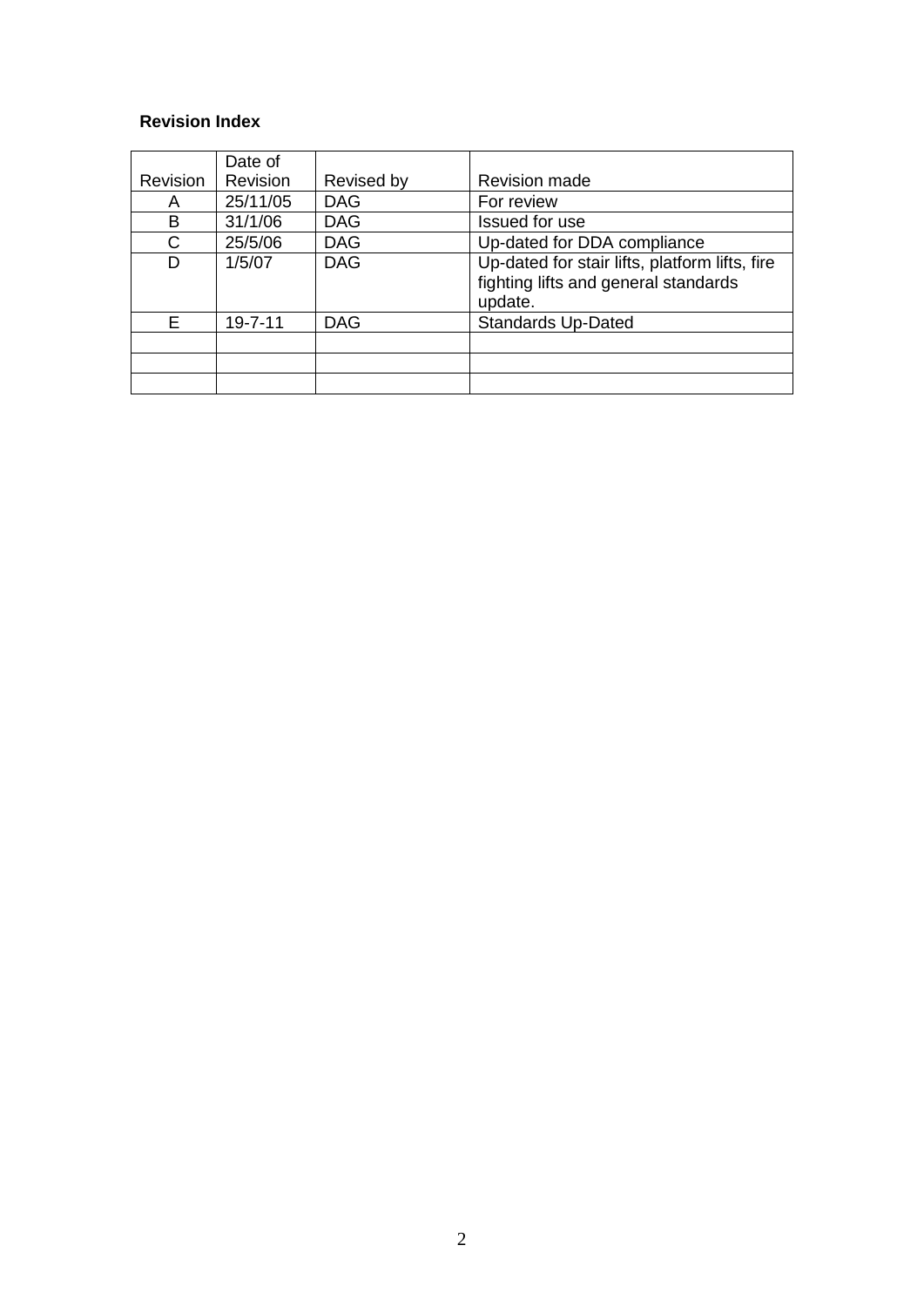**Revision Index**

| Revision | Date of Revision | Revised by | Revision made |
|---|---|---|---|
| A | 25/11/05 | DAG | For review |
| B | 31/1/06 | DAG | Issued for use |
| C | 25/5/06 | DAG | Up-dated for DDA compliance |
| D | 1/5/07 | DAG | Up-dated for stair lifts, platform lifts, fire fighting lifts and general standards update. |
| E | 19-7-11 | DAG | Standards Up-Dated |
| | | | |
| | | | |
| | | | |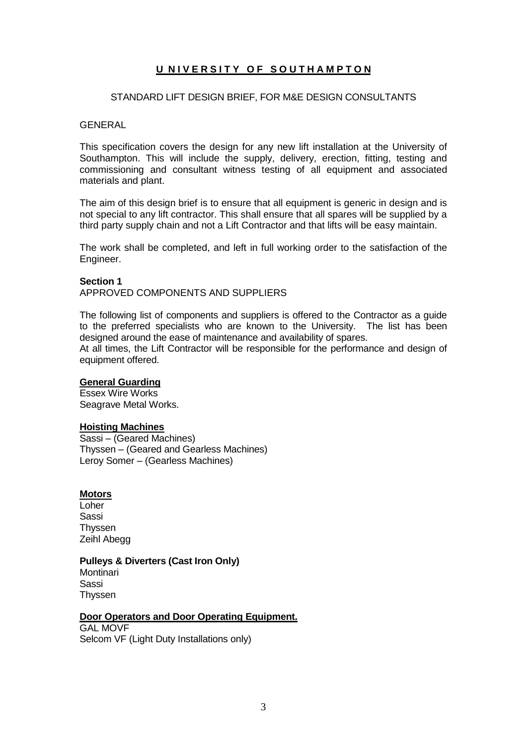# U N I V E R S I T Y  O F  S O U T H A M P T O N

STANDARD LIFT DESIGN BRIEF, FOR M&E DESIGN CONSULTANTS

GENERAL

This specification covers the design for any new lift installation at the University of Southampton. This will include the supply, delivery, erection, fitting, testing and commissioning and consultant witness testing of all equipment and associated materials and plant.

The aim of this design brief is to ensure that all equipment is generic in design and is not special to any lift contractor. This shall ensure that all spares will be supplied by a third party supply chain and not a Lift Contractor and that lifts will be easy maintain.

The work shall be completed, and left in full working order to the satisfaction of the Engineer.

**Section 1**
APPROVED COMPONENTS AND SUPPLIERS

The following list of components and suppliers is offered to the Contractor as a guide to the preferred specialists who are known to the University. The list has been designed around the ease of maintenance and availability of spares.
At all times, the Lift Contractor will be responsible for the performance and design of equipment offered.

**General Guarding**
Essex Wire Works
Seagrave Metal Works.

**Hoisting Machines**
Sassi – (Geared Machines)
Thyssen – (Geared and Gearless Machines)
Leroy Somer – (Gearless Machines)

**Motors**
Loher
Sassi
Thyssen
Zeihl Abegg

**Pulleys & Diverters (Cast Iron Only)**
Montinari
Sassi
Thyssen

**Door Operators and Door Operating Equipment.**
GAL MOVF
Selcom VF (Light Duty Installations only)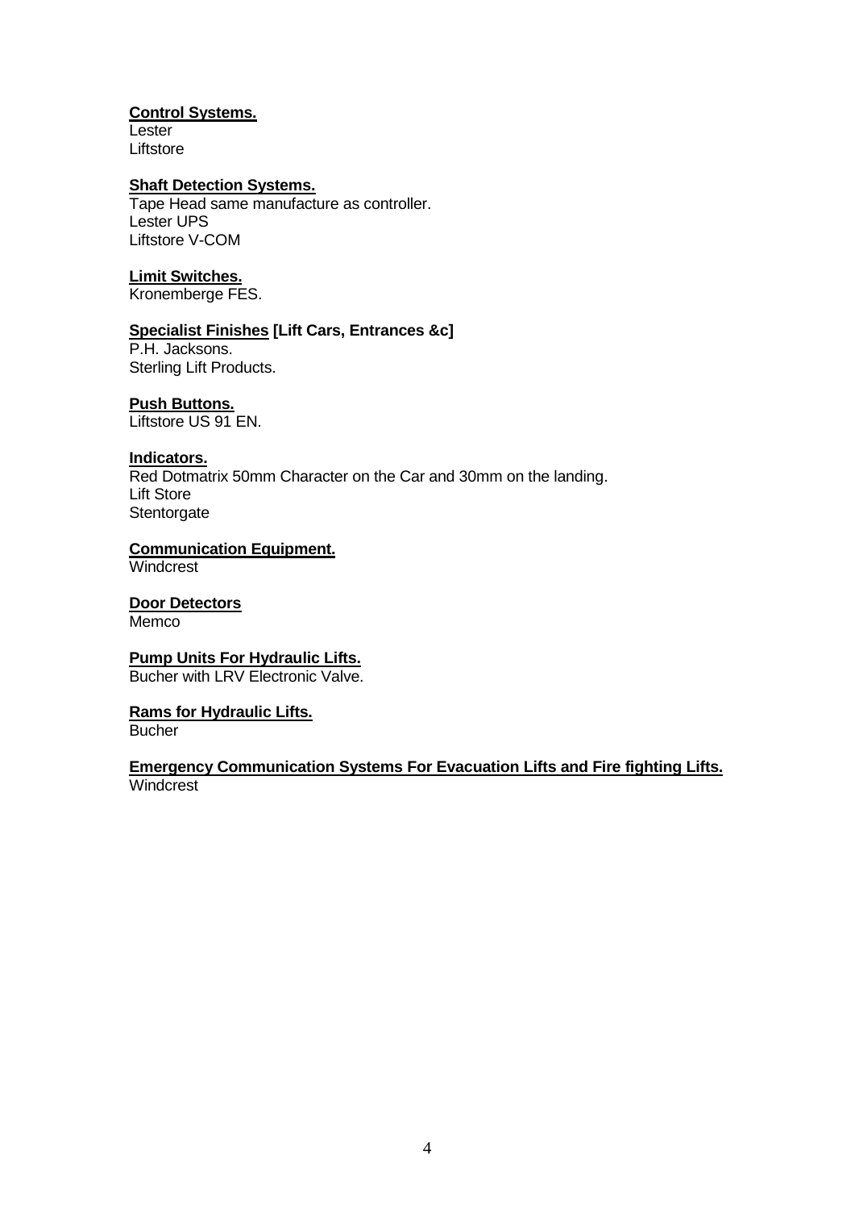**Control Systems.**
Lester
Liftstore

**Shaft Detection Systems.**
Tape Head same manufacture as controller.
Lester UPS
Liftstore V-COM

**Limit Switches.**
Kronemberge FES.

**Specialist Finishes [Lift Cars, Entrances &c]**
P.H. Jacksons.
Sterling Lift Products.

**Push Buttons.**
Liftstore US 91 EN.

**Indicators.**
Red Dotmatrix 50mm Character on the Car and 30mm on the landing.
Lift Store
Stentorgate

**Communication Equipment.**
Windcrest

**Door Detectors**
Memco

**Pump Units For Hydraulic Lifts.**
Bucher with LRV Electronic Valve.

**Rams for Hydraulic Lifts.**
Bucher

**Emergency Communication Systems For Evacuation Lifts and Fire fighting Lifts.**
Windcrest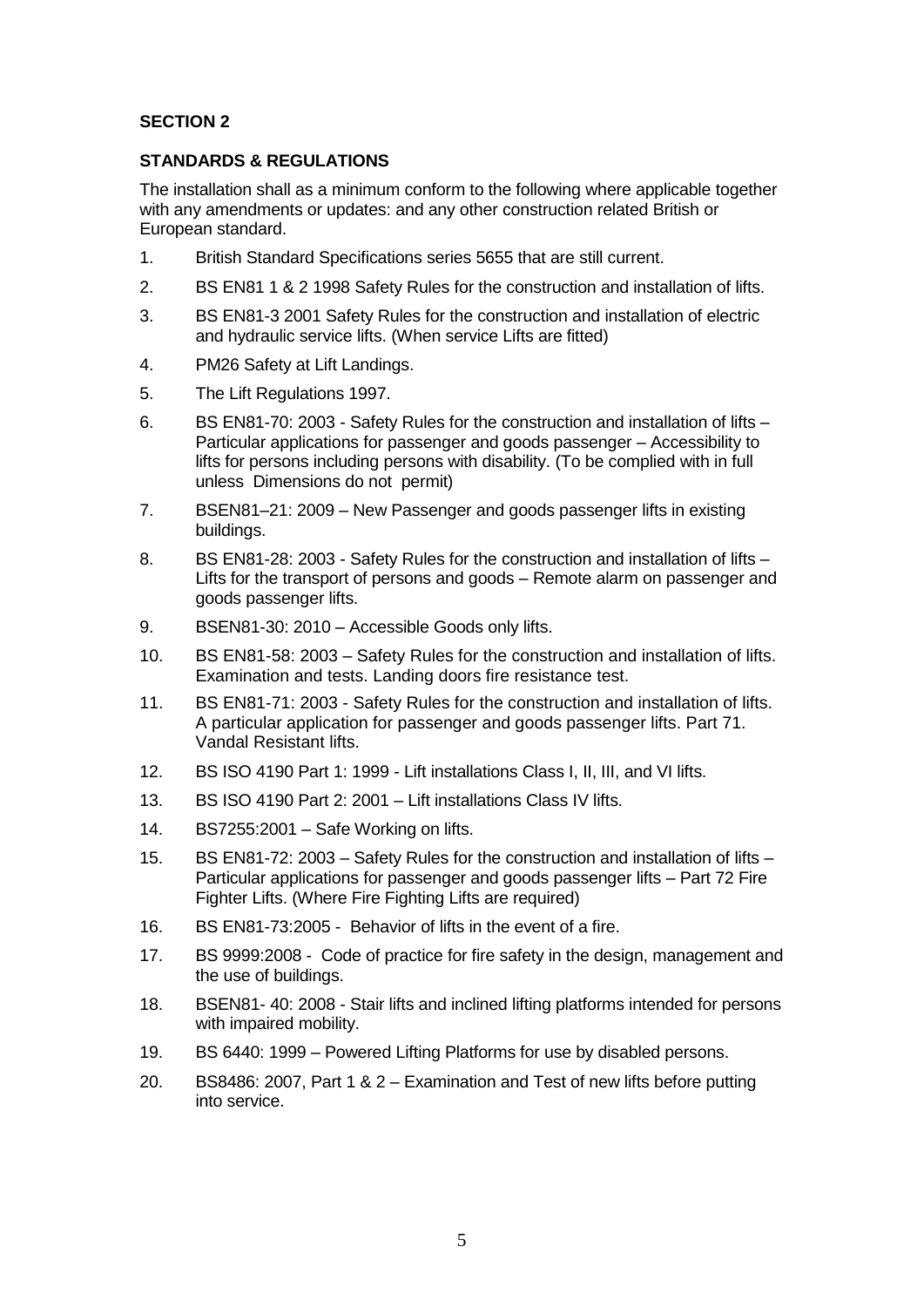## SECTION 2

### STANDARDS & REGULATIONS

The installation shall as a minimum conform to the following where applicable together with any amendments or updates: and any other construction related British or European standard.

1. British Standard Specifications series 5655 that are still current.
2. BS EN81 1 & 2 1998 Safety Rules for the construction and installation of lifts.
3. BS EN81-3 2001 Safety Rules for the construction and installation of electric and hydraulic service lifts. (When service Lifts are fitted)
4. PM26 Safety at Lift Landings.
5. The Lift Regulations 1997.
6. BS EN81-70: 2003 - Safety Rules for the construction and installation of lifts – Particular applications for passenger and goods passenger – Accessibility to lifts for persons including persons with disability. (To be complied with in full unless Dimensions do not permit)
7. BSEN81–21: 2009 – New Passenger and goods passenger lifts in existing buildings.
8. BS EN81-28: 2003 - Safety Rules for the construction and installation of lifts – Lifts for the transport of persons and goods – Remote alarm on passenger and goods passenger lifts.
9. BSEN81-30: 2010 – Accessible Goods only lifts.
10. BS EN81-58: 2003 – Safety Rules for the construction and installation of lifts. Examination and tests. Landing doors fire resistance test.
11. BS EN81-71: 2003 - Safety Rules for the construction and installation of lifts. A particular application for passenger and goods passenger lifts. Part 71. Vandal Resistant lifts.
12. BS ISO 4190 Part 1: 1999 - Lift installations Class I, II, III, and VI lifts.
13. BS ISO 4190 Part 2: 2001 – Lift installations Class IV lifts.
14. BS7255:2001 – Safe Working on lifts.
15. BS EN81-72: 2003 – Safety Rules for the construction and installation of lifts – Particular applications for passenger and goods passenger lifts – Part 72 Fire Fighter Lifts. (Where Fire Fighting Lifts are required)
16. BS EN81-73:2005 - Behavior of lifts in the event of a fire.
17. BS 9999:2008 - Code of practice for fire safety in the design, management and the use of buildings.
18. BSEN81- 40: 2008 - Stair lifts and inclined lifting platforms intended for persons with impaired mobility.
19. BS 6440: 1999 – Powered Lifting Platforms for use by disabled persons.
20. BS8486: 2007, Part 1 & 2 – Examination and Test of new lifts before putting into service.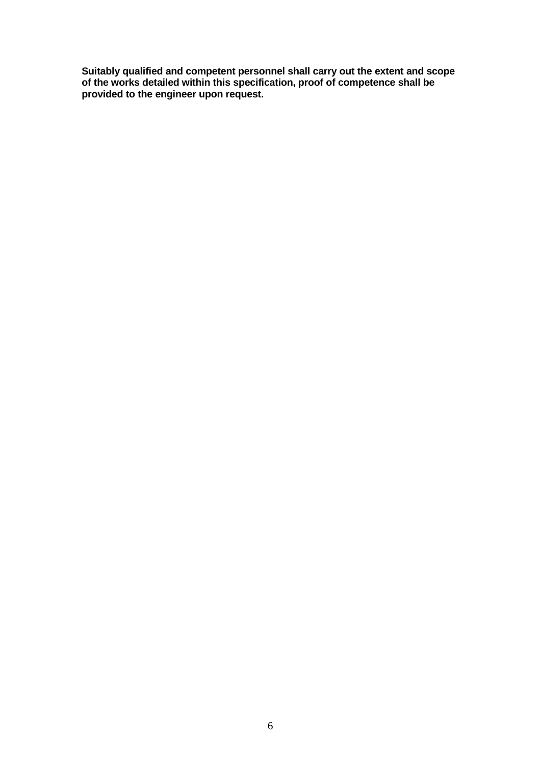**Suitably qualified and competent personnel shall carry out the extent and scope of the works detailed within this specification, proof of competence shall be provided to the engineer upon request.**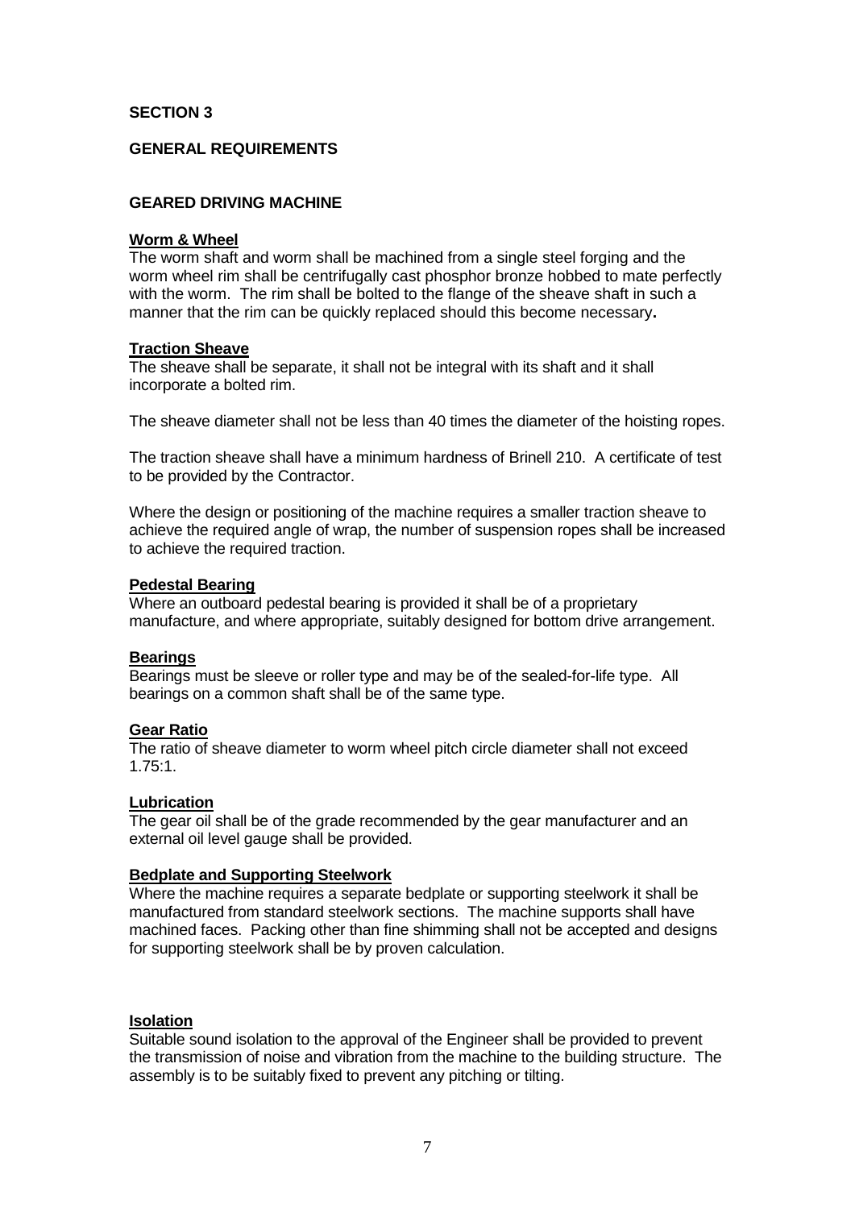## SECTION 3

## GENERAL REQUIREMENTS

### GEARED DRIVING MACHINE

**Worm & Wheel**

The worm shaft and worm shall be machined from a single steel forging and the worm wheel rim shall be centrifugally cast phosphor bronze hobbed to mate perfectly with the worm. The rim shall be bolted to the flange of the sheave shaft in such a manner that the rim can be quickly replaced should this become necessary**.**

**Traction Sheave**

The sheave shall be separate, it shall not be integral with its shaft and it shall incorporate a bolted rim.

The sheave diameter shall not be less than 40 times the diameter of the hoisting ropes.

The traction sheave shall have a minimum hardness of Brinell 210. A certificate of test to be provided by the Contractor.

Where the design or positioning of the machine requires a smaller traction sheave to achieve the required angle of wrap, the number of suspension ropes shall be increased to achieve the required traction.

**Pedestal Bearing**

Where an outboard pedestal bearing is provided it shall be of a proprietary manufacture, and where appropriate, suitably designed for bottom drive arrangement.

**Bearings**

Bearings must be sleeve or roller type and may be of the sealed-for-life type. All bearings on a common shaft shall be of the same type.

**Gear Ratio**

The ratio of sheave diameter to worm wheel pitch circle diameter shall not exceed 1.75:1.

**Lubrication**

The gear oil shall be of the grade recommended by the gear manufacturer and an external oil level gauge shall be provided.

**Bedplate and Supporting Steelwork**

Where the machine requires a separate bedplate or supporting steelwork it shall be manufactured from standard steelwork sections. The machine supports shall have machined faces. Packing other than fine shimming shall not be accepted and designs for supporting steelwork shall be by proven calculation.

**Isolation**

Suitable sound isolation to the approval of the Engineer shall be provided to prevent the transmission of noise and vibration from the machine to the building structure. The assembly is to be suitably fixed to prevent any pitching or tilting.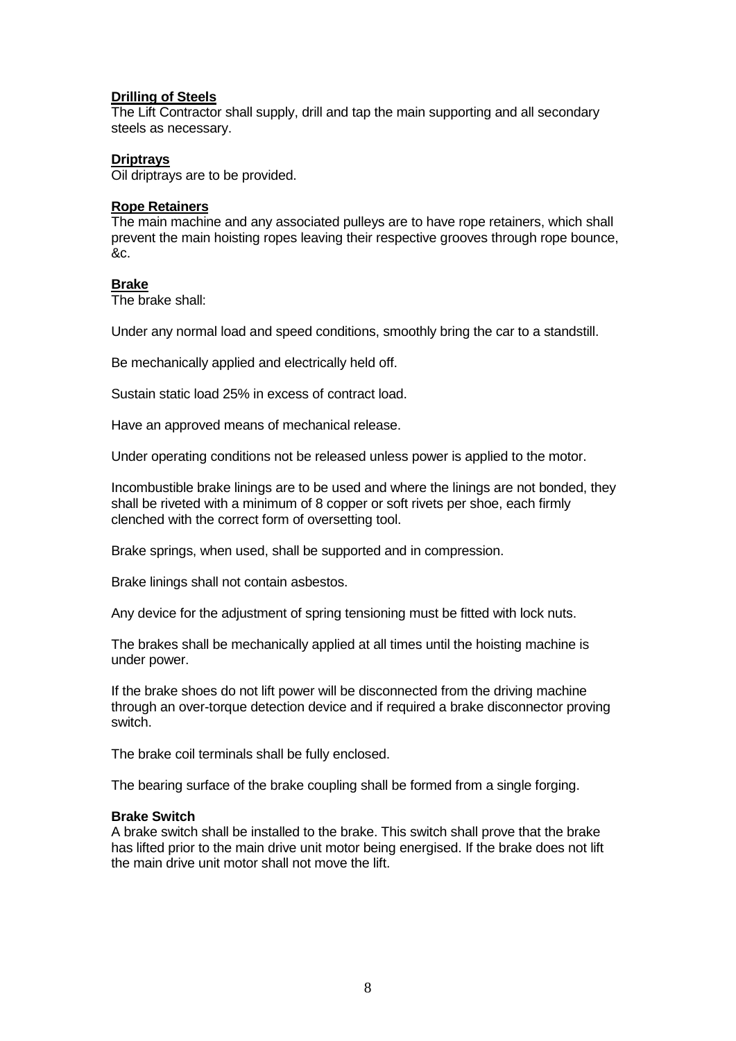**<u>Drilling of Steels</u>**
The Lift Contractor shall supply, drill and tap the main supporting and all secondary steels as necessary.

**<u>Driptrays</u>**
Oil driptrays are to be provided.

**<u>Rope Retainers</u>**
The main machine and any associated pulleys are to have rope retainers, which shall prevent the main hoisting ropes leaving their respective grooves through rope bounce, &c.

**<u>Brake</u>**
The brake shall:

Under any normal load and speed conditions, smoothly bring the car to a standstill.

Be mechanically applied and electrically held off.

Sustain static load 25% in excess of contract load.

Have an approved means of mechanical release.

Under operating conditions not be released unless power is applied to the motor.

Incombustible brake linings are to be used and where the linings are not bonded, they shall be riveted with a minimum of 8 copper or soft rivets per shoe, each firmly clenched with the correct form of oversetting tool.

Brake springs, when used, shall be supported and in compression.

Brake linings shall not contain asbestos.

Any device for the adjustment of spring tensioning must be fitted with lock nuts.

The brakes shall be mechanically applied at all times until the hoisting machine is under power.

If the brake shoes do not lift power will be disconnected from the driving machine through an over-torque detection device and if required a brake disconnector proving switch.

The brake coil terminals shall be fully enclosed.

The bearing surface of the brake coupling shall be formed from a single forging.

**Brake Switch**
A brake switch shall be installed to the brake. This switch shall prove that the brake has lifted prior to the main drive unit motor being energised. If the brake does not lift the main drive unit motor shall not move the lift.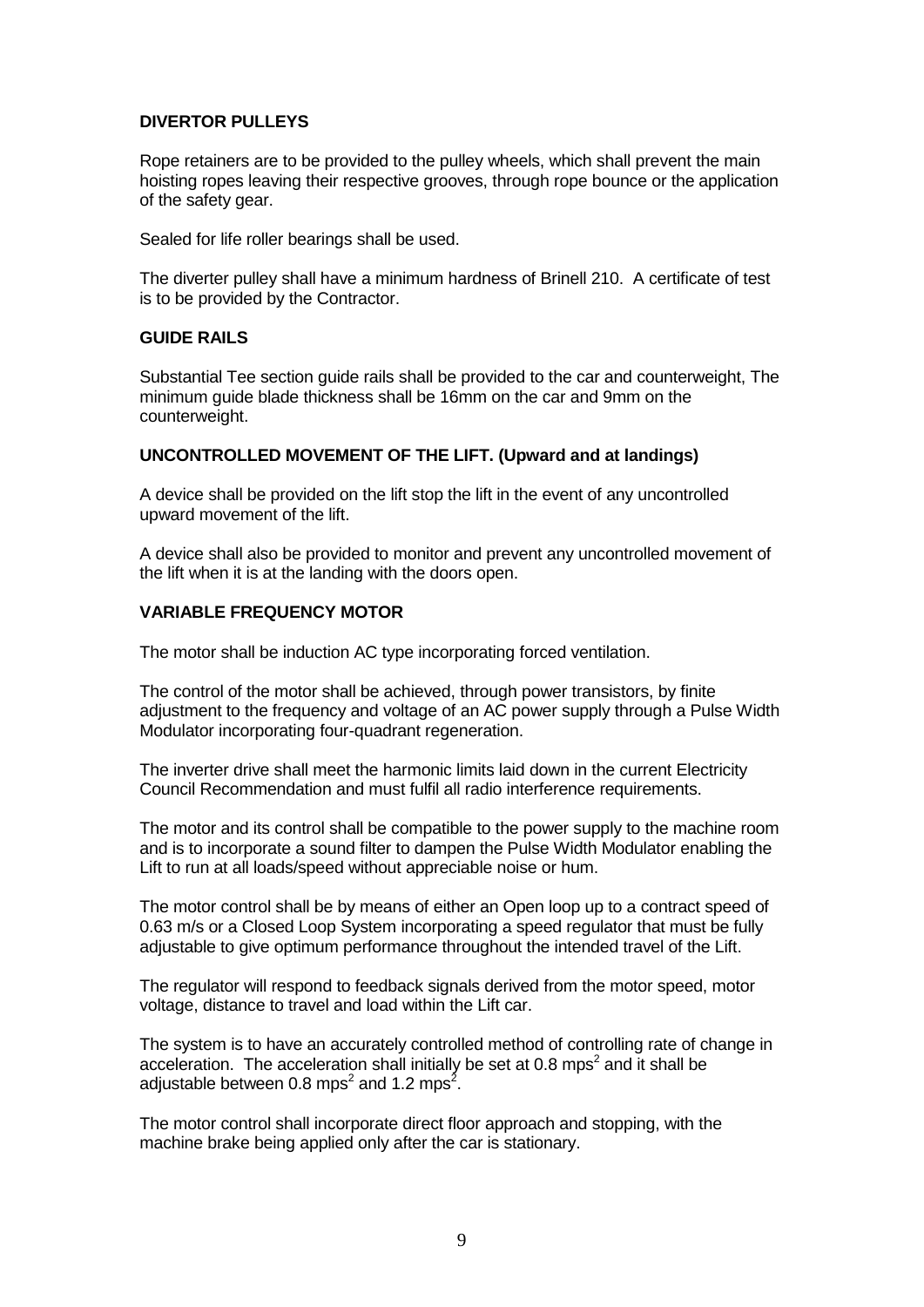**DIVERTOR PULLEYS**

Rope retainers are to be provided to the pulley wheels, which shall prevent the main hoisting ropes leaving their respective grooves, through rope bounce or the application of the safety gear.

Sealed for life roller bearings shall be used.

The diverter pulley shall have a minimum hardness of Brinell 210. A certificate of test is to be provided by the Contractor.

**GUIDE RAILS**

Substantial Tee section guide rails shall be provided to the car and counterweight, The minimum guide blade thickness shall be 16mm on the car and 9mm on the counterweight.

**UNCONTROLLED MOVEMENT OF THE LIFT. (Upward and at landings)**

A device shall be provided on the lift stop the lift in the event of any uncontrolled upward movement of the lift.

A device shall also be provided to monitor and prevent any uncontrolled movement of the lift when it is at the landing with the doors open.

**VARIABLE FREQUENCY MOTOR**

The motor shall be induction AC type incorporating forced ventilation.

The control of the motor shall be achieved, through power transistors, by finite adjustment to the frequency and voltage of an AC power supply through a Pulse Width Modulator incorporating four-quadrant regeneration.

The inverter drive shall meet the harmonic limits laid down in the current Electricity Council Recommendation and must fulfil all radio interference requirements.

The motor and its control shall be compatible to the power supply to the machine room and is to incorporate a sound filter to dampen the Pulse Width Modulator enabling the Lift to run at all loads/speed without appreciable noise or hum.

The motor control shall be by means of either an Open loop up to a contract speed of 0.63 m/s or a Closed Loop System incorporating a speed regulator that must be fully adjustable to give optimum performance throughout the intended travel of the Lift.

The regulator will respond to feedback signals derived from the motor speed, motor voltage, distance to travel and load within the Lift car.

The system is to have an accurately controlled method of controlling rate of change in acceleration. The acceleration shall initially be set at 0.8 $mps^2$ and it shall be adjustable between 0.8 $mps^2$ and 1.2 $mps^2$.

The motor control shall incorporate direct floor approach and stopping, with the machine brake being applied only after the car is stationary.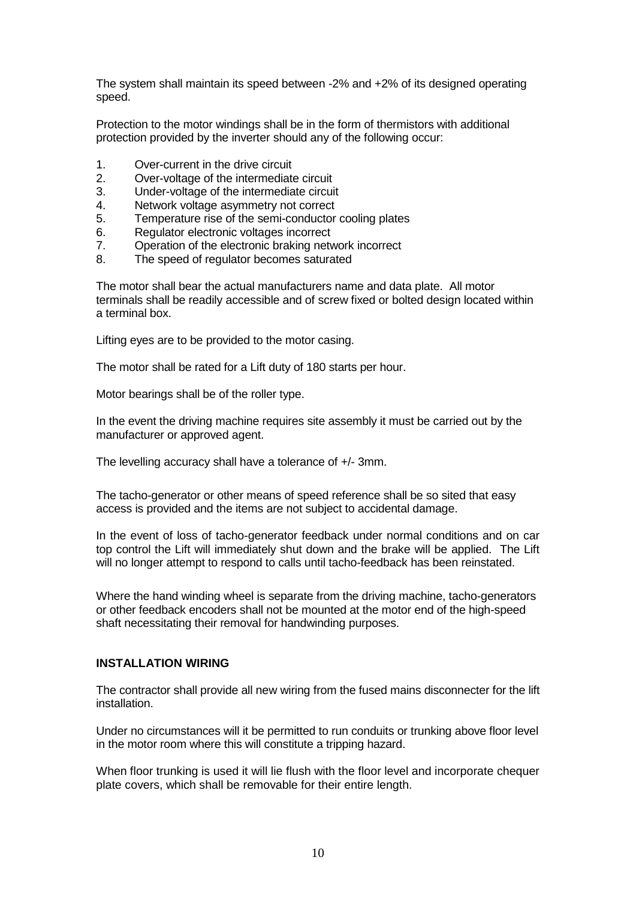The system shall maintain its speed between -2% and +2% of its designed operating speed.

Protection to the motor windings shall be in the form of thermistors with additional protection provided by the inverter should any of the following occur:

1. Over-current in the drive circuit
2. Over-voltage of the intermediate circuit
3. Under-voltage of the intermediate circuit
4. Network voltage asymmetry not correct
5. Temperature rise of the semi-conductor cooling plates
6. Regulator electronic voltages incorrect
7. Operation of the electronic braking network incorrect
8. The speed of regulator becomes saturated

The motor shall bear the actual manufacturers name and data plate. All motor terminals shall be readily accessible and of screw fixed or bolted design located within a terminal box.

Lifting eyes are to be provided to the motor casing.

The motor shall be rated for a Lift duty of 180 starts per hour.

Motor bearings shall be of the roller type.

In the event the driving machine requires site assembly it must be carried out by the manufacturer or approved agent.

The levelling accuracy shall have a tolerance of +/- 3mm.

The tacho-generator or other means of speed reference shall be so sited that easy access is provided and the items are not subject to accidental damage.

In the event of loss of tacho-generator feedback under normal conditions and on car top control the Lift will immediately shut down and the brake will be applied. The Lift will no longer attempt to respond to calls until tacho-feedback has been reinstated.

Where the hand winding wheel is separate from the driving machine, tacho-generators or other feedback encoders shall not be mounted at the motor end of the high-speed shaft necessitating their removal for handwinding purposes.

**INSTALLATION WIRING**

The contractor shall provide all new wiring from the fused mains disconnecter for the lift installation.

Under no circumstances will it be permitted to run conduits or trunking above floor level in the motor room where this will constitute a tripping hazard.

When floor trunking is used it will lie flush with the floor level and incorporate chequer plate covers, which shall be removable for their entire length.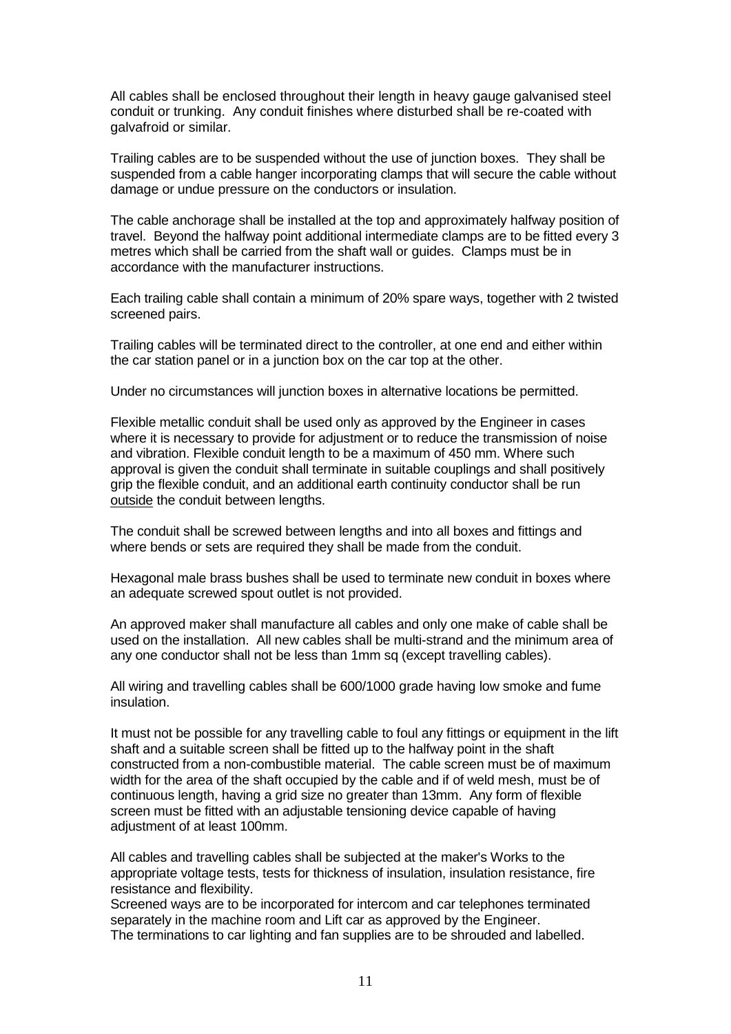All cables shall be enclosed throughout their length in heavy gauge galvanised steel conduit or trunking. Any conduit finishes where disturbed shall be re-coated with galvafroid or similar.

Trailing cables are to be suspended without the use of junction boxes. They shall be suspended from a cable hanger incorporating clamps that will secure the cable without damage or undue pressure on the conductors or insulation.

The cable anchorage shall be installed at the top and approximately halfway position of travel. Beyond the halfway point additional intermediate clamps are to be fitted every 3 metres which shall be carried from the shaft wall or guides. Clamps must be in accordance with the manufacturer instructions.

Each trailing cable shall contain a minimum of 20% spare ways, together with 2 twisted screened pairs.

Trailing cables will be terminated direct to the controller, at one end and either within the car station panel or in a junction box on the car top at the other.

Under no circumstances will junction boxes in alternative locations be permitted.

Flexible metallic conduit shall be used only as approved by the Engineer in cases where it is necessary to provide for adjustment or to reduce the transmission of noise and vibration. Flexible conduit length to be a maximum of 450 mm. Where such approval is given the conduit shall terminate in suitable couplings and shall positively grip the flexible conduit, and an additional earth continuity conductor shall be run <u>outside</u> the conduit between lengths.

The conduit shall be screwed between lengths and into all boxes and fittings and where bends or sets are required they shall be made from the conduit.

Hexagonal male brass bushes shall be used to terminate new conduit in boxes where an adequate screwed spout outlet is not provided.

An approved maker shall manufacture all cables and only one make of cable shall be used on the installation. All new cables shall be multi-strand and the minimum area of any one conductor shall not be less than 1mm sq (except travelling cables).

All wiring and travelling cables shall be 600/1000 grade having low smoke and fume insulation.

It must not be possible for any travelling cable to foul any fittings or equipment in the lift shaft and a suitable screen shall be fitted up to the halfway point in the shaft constructed from a non-combustible material. The cable screen must be of maximum width for the area of the shaft occupied by the cable and if of weld mesh, must be of continuous length, having a grid size no greater than 13mm. Any form of flexible screen must be fitted with an adjustable tensioning device capable of having adjustment of at least 100mm.

All cables and travelling cables shall be subjected at the maker's Works to the appropriate voltage tests, tests for thickness of insulation, insulation resistance, fire resistance and flexibility.
Screened ways are to be incorporated for intercom and car telephones terminated separately in the machine room and Lift car as approved by the Engineer.
The terminations to car lighting and fan supplies are to be shrouded and labelled.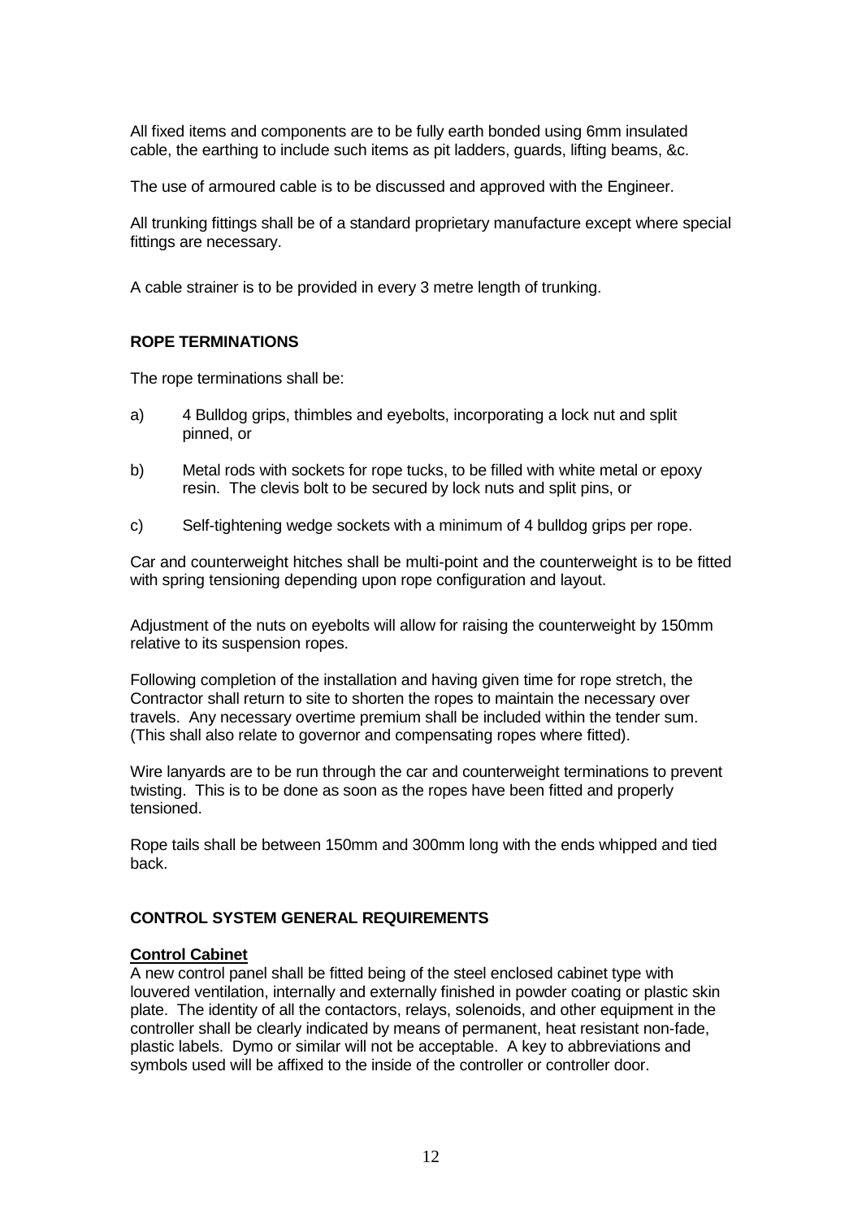All fixed items and components are to be fully earth bonded using 6mm insulated cable, the earthing to include such items as pit ladders, guards, lifting beams, &c.

The use of armoured cable is to be discussed and approved with the Engineer.

All trunking fittings shall be of a standard proprietary manufacture except where special fittings are necessary.

A cable strainer is to be provided in every 3 metre length of trunking.

## ROPE TERMINATIONS

The rope terminations shall be:

a) 4 Bulldog grips, thimbles and eyebolts, incorporating a lock nut and split pinned, or

b) Metal rods with sockets for rope tucks, to be filled with white metal or epoxy resin. The clevis bolt to be secured by lock nuts and split pins, or

c) Self-tightening wedge sockets with a minimum of 4 bulldog grips per rope.

Car and counterweight hitches shall be multi-point and the counterweight is to be fitted with spring tensioning depending upon rope configuration and layout.

Adjustment of the nuts on eyebolts will allow for raising the counterweight by 150mm relative to its suspension ropes.

Following completion of the installation and having given time for rope stretch, the Contractor shall return to site to shorten the ropes to maintain the necessary over travels. Any necessary overtime premium shall be included within the tender sum. (This shall also relate to governor and compensating ropes where fitted).

Wire lanyards are to be run through the car and counterweight terminations to prevent twisting. This is to be done as soon as the ropes have been fitted and properly tensioned.

Rope tails shall be between 150mm and 300mm long with the ends whipped and tied back.

## CONTROL SYSTEM GENERAL REQUIREMENTS

### Control Cabinet

A new control panel shall be fitted being of the steel enclosed cabinet type with louvered ventilation, internally and externally finished in powder coating or plastic skin plate. The identity of all the contactors, relays, solenoids, and other equipment in the controller shall be clearly indicated by means of permanent, heat resistant non-fade, plastic labels. Dymo or similar will not be acceptable. A key to abbreviations and symbols used will be affixed to the inside of the controller or controller door.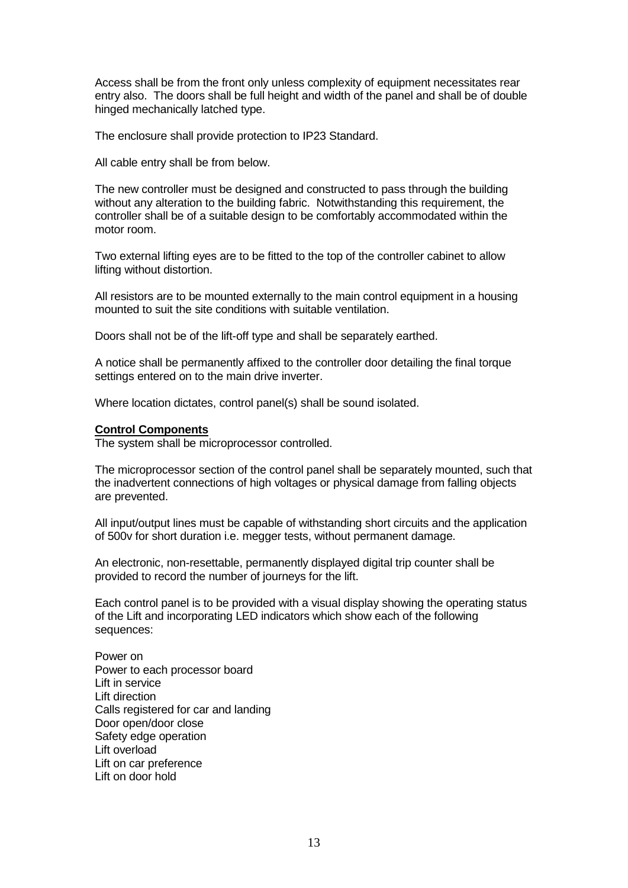Access shall be from the front only unless complexity of equipment necessitates rear entry also. The doors shall be full height and width of the panel and shall be of double hinged mechanically latched type.

The enclosure shall provide protection to IP23 Standard.

All cable entry shall be from below.

The new controller must be designed and constructed to pass through the building without any alteration to the building fabric. Notwithstanding this requirement, the controller shall be of a suitable design to be comfortably accommodated within the motor room.

Two external lifting eyes are to be fitted to the top of the controller cabinet to allow lifting without distortion.

All resistors are to be mounted externally to the main control equipment in a housing mounted to suit the site conditions with suitable ventilation.

Doors shall not be of the lift-off type and shall be separately earthed.

A notice shall be permanently affixed to the controller door detailing the final torque settings entered on to the main drive inverter.

Where location dictates, control panel(s) shall be sound isolated.

**Control Components**

The system shall be microprocessor controlled.

The microprocessor section of the control panel shall be separately mounted, such that the inadvertent connections of high voltages or physical damage from falling objects are prevented.

All input/output lines must be capable of withstanding short circuits and the application of 500v for short duration i.e. megger tests, without permanent damage.

An electronic, non-resettable, permanently displayed digital trip counter shall be provided to record the number of journeys for the lift.

Each control panel is to be provided with a visual display showing the operating status of the Lift and incorporating LED indicators which show each of the following sequences:

Power on
Power to each processor board
Lift in service
Lift direction
Calls registered for car and landing
Door open/door close
Safety edge operation
Lift overload
Lift on car preference
Lift on door hold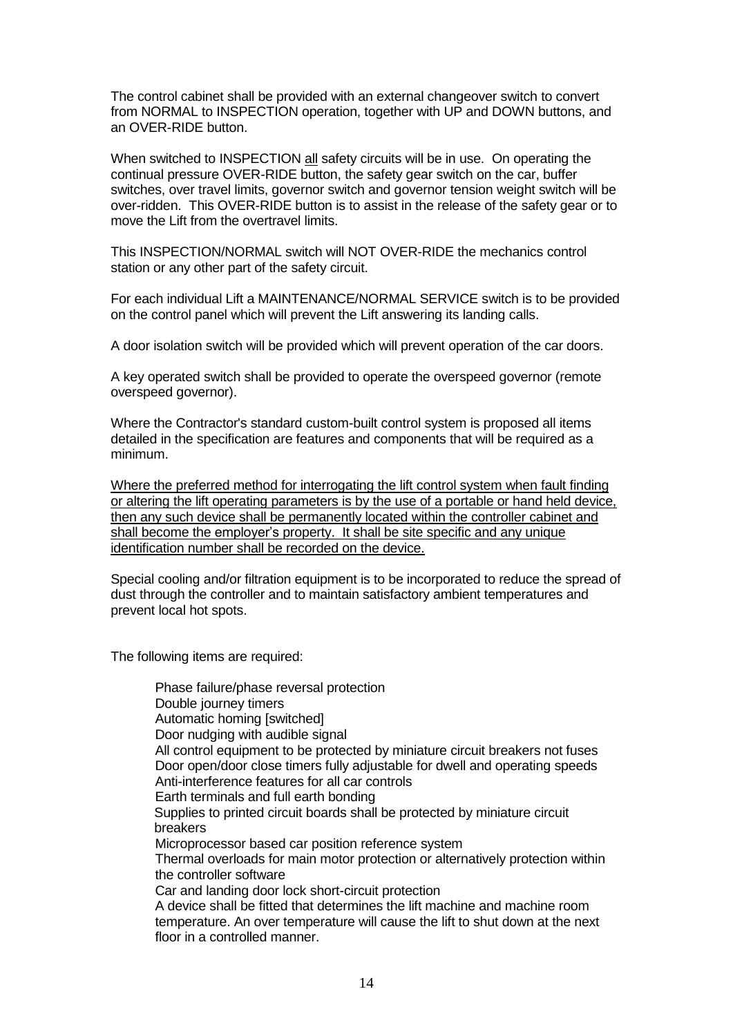The control cabinet shall be provided with an external changeover switch to convert from NORMAL to INSPECTION operation, together with UP and DOWN buttons, and an OVER-RIDE button.

When switched to INSPECTION <u>all</u> safety circuits will be in use. On operating the continual pressure OVER-RIDE button, the safety gear switch on the car, buffer switches, over travel limits, governor switch and governor tension weight switch will be over-ridden. This OVER-RIDE button is to assist in the release of the safety gear or to move the Lift from the overtravel limits.

This INSPECTION/NORMAL switch will NOT OVER-RIDE the mechanics control station or any other part of the safety circuit.

For each individual Lift a MAINTENANCE/NORMAL SERVICE switch is to be provided on the control panel which will prevent the Lift answering its landing calls.

A door isolation switch will be provided which will prevent operation of the car doors.

A key operated switch shall be provided to operate the overspeed governor (remote overspeed governor).

Where the Contractor's standard custom-built control system is proposed all items detailed in the specification are features and components that will be required as a minimum.

<u>Where the preferred method for interrogating the lift control system when fault finding or altering the lift operating parameters is by the use of a portable or hand held device, then any such device shall be permanently located within the controller cabinet and shall become the employer's property. It shall be site specific and any unique identification number shall be recorded on the device.</u>

Special cooling and/or filtration equipment is to be incorporated to reduce the spread of dust through the controller and to maintain satisfactory ambient temperatures and prevent local hot spots.

The following items are required:

- Phase failure/phase reversal protection
- Double journey timers
- Automatic homing [switched]
- Door nudging with audible signal
- All control equipment to be protected by miniature circuit breakers not fuses
- Door open/door close timers fully adjustable for dwell and operating speeds
- Anti-interference features for all car controls
- Earth terminals and full earth bonding
- Supplies to printed circuit boards shall be protected by miniature circuit breakers
- Microprocessor based car position reference system
- Thermal overloads for main motor protection or alternatively protection within the controller software
- Car and landing door lock short-circuit protection
- A device shall be fitted that determines the lift machine and machine room temperature. An over temperature will cause the lift to shut down at the next floor in a controlled manner.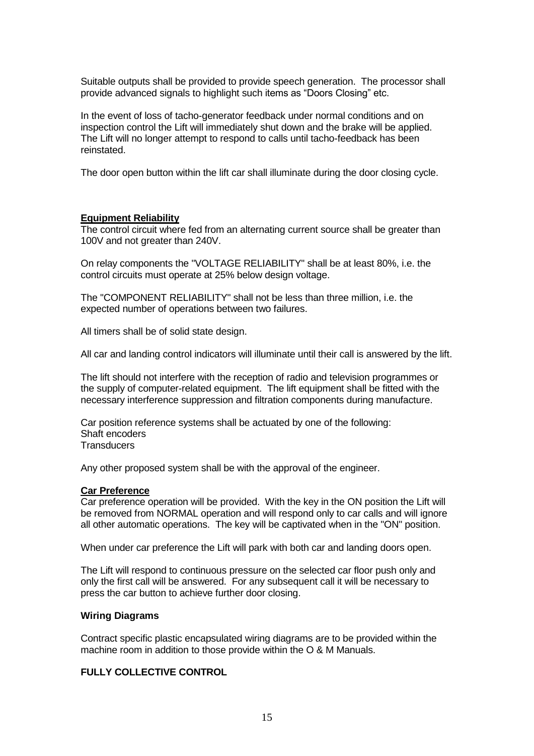Suitable outputs shall be provided to provide speech generation. The processor shall provide advanced signals to highlight such items as “Doors Closing” etc.

In the event of loss of tacho-generator feedback under normal conditions and on inspection control the Lift will immediately shut down and the brake will be applied. The Lift will no longer attempt to respond to calls until tacho-feedback has been reinstated.

The door open button within the lift car shall illuminate during the door closing cycle.

**Equipment Reliability**

The control circuit where fed from an alternating current source shall be greater than 100V and not greater than 240V.

On relay components the "VOLTAGE RELIABILITY" shall be at least 80%, i.e. the control circuits must operate at 25% below design voltage.

The "COMPONENT RELIABILITY" shall not be less than three million, i.e. the expected number of operations between two failures.

All timers shall be of solid state design.

All car and landing control indicators will illuminate until their call is answered by the lift.

The lift should not interfere with the reception of radio and television programmes or the supply of computer-related equipment. The lift equipment shall be fitted with the necessary interference suppression and filtration components during manufacture.

Car position reference systems shall be actuated by one of the following:
Shaft encoders
Transducers

Any other proposed system shall be with the approval of the engineer.

**Car Preference**

Car preference operation will be provided. With the key in the ON position the Lift will be removed from NORMAL operation and will respond only to car calls and will ignore all other automatic operations. The key will be captivated when in the "ON" position.

When under car preference the Lift will park with both car and landing doors open.

The Lift will respond to continuous pressure on the selected car floor push only and only the first call will be answered. For any subsequent call it will be necessary to press the car button to achieve further door closing.

**Wiring Diagrams**

Contract specific plastic encapsulated wiring diagrams are to be provided within the machine room in addition to those provide within the O & M Manuals.

**FULLY COLLECTIVE CONTROL**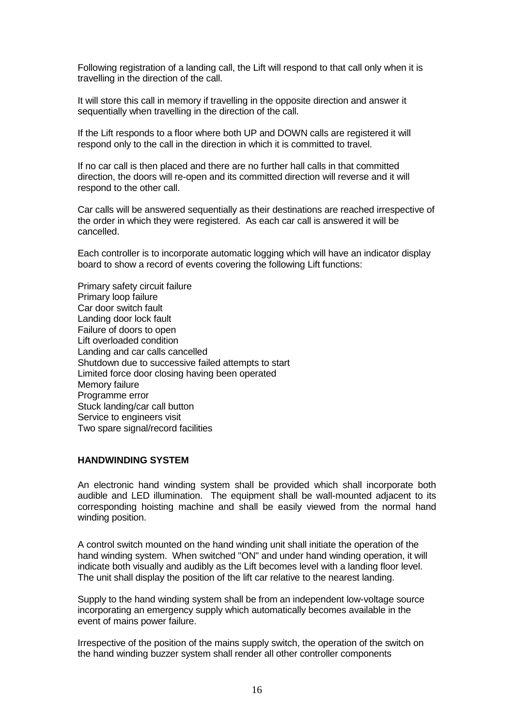Following registration of a landing call, the Lift will respond to that call only when it is travelling in the direction of the call.

It will store this call in memory if travelling in the opposite direction and answer it sequentially when travelling in the direction of the call.

If the Lift responds to a floor where both UP and DOWN calls are registered it will respond only to the call in the direction in which it is committed to travel.

If no car call is then placed and there are no further hall calls in that committed direction, the doors will re-open and its committed direction will reverse and it will respond to the other call.

Car calls will be answered sequentially as their destinations are reached irrespective of the order in which they were registered. As each car call is answered it will be cancelled.

Each controller is to incorporate automatic logging which will have an indicator display board to show a record of events covering the following Lift functions:

Primary safety circuit failure
Primary loop failure
Car door switch fault
Landing door lock fault
Failure of doors to open
Lift overloaded condition
Landing and car calls cancelled
Shutdown due to successive failed attempts to start
Limited force door closing having been operated
Memory failure
Programme error
Stuck landing/car call button
Service to engineers visit
Two spare signal/record facilities

**HANDWINDING SYSTEM**

An electronic hand winding system shall be provided which shall incorporate both audible and LED illumination. The equipment shall be wall-mounted adjacent to its corresponding hoisting machine and shall be easily viewed from the normal hand winding position.

A control switch mounted on the hand winding unit shall initiate the operation of the hand winding system. When switched "ON" and under hand winding operation, it will indicate both visually and audibly as the Lift becomes level with a landing floor level. The unit shall display the position of the lift car relative to the nearest landing.

Supply to the hand winding system shall be from an independent low-voltage source incorporating an emergency supply which automatically becomes available in the event of mains power failure.

Irrespective of the position of the mains supply switch, the operation of the switch on the hand winding buzzer system shall render all other controller components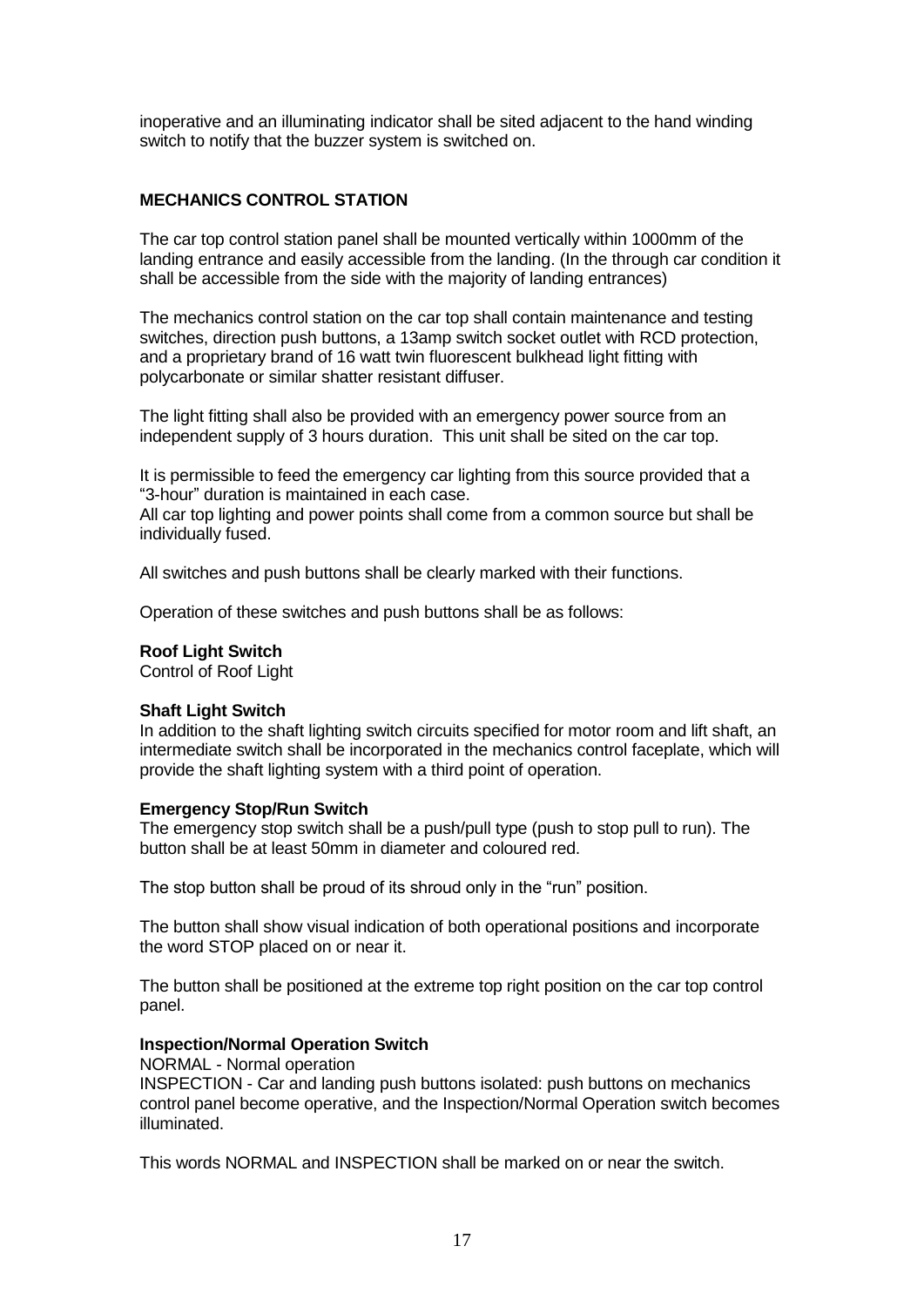inoperative and an illuminating indicator shall be sited adjacent to the hand winding switch to notify that the buzzer system is switched on.

## MECHANICS CONTROL STATION

The car top control station panel shall be mounted vertically within 1000mm of the landing entrance and easily accessible from the landing. (In the through car condition it shall be accessible from the side with the majority of landing entrances)

The mechanics control station on the car top shall contain maintenance and testing switches, direction push buttons, a 13amp switch socket outlet with RCD protection, and a proprietary brand of 16 watt twin fluorescent bulkhead light fitting with polycarbonate or similar shatter resistant diffuser.

The light fitting shall also be provided with an emergency power source from an independent supply of 3 hours duration. This unit shall be sited on the car top.

It is permissible to feed the emergency car lighting from this source provided that a "3-hour" duration is maintained in each case.
All car top lighting and power points shall come from a common source but shall be individually fused.

All switches and push buttons shall be clearly marked with their functions.

Operation of these switches and push buttons shall be as follows:

**Roof Light Switch**
Control of Roof Light

**Shaft Light Switch**
In addition to the shaft lighting switch circuits specified for motor room and lift shaft, an intermediate switch shall be incorporated in the mechanics control faceplate, which will provide the shaft lighting system with a third point of operation.

**Emergency Stop/Run Switch**
The emergency stop switch shall be a push/pull type (push to stop pull to run). The button shall be at least 50mm in diameter and coloured red.

The stop button shall be proud of its shroud only in the "run" position.

The button shall show visual indication of both operational positions and incorporate the word STOP placed on or near it.

The button shall be positioned at the extreme top right position on the car top control panel.

**Inspection/Normal Operation Switch**
NORMAL - Normal operation
INSPECTION - Car and landing push buttons isolated: push buttons on mechanics control panel become operative, and the Inspection/Normal Operation switch becomes illuminated.

This words NORMAL and INSPECTION shall be marked on or near the switch.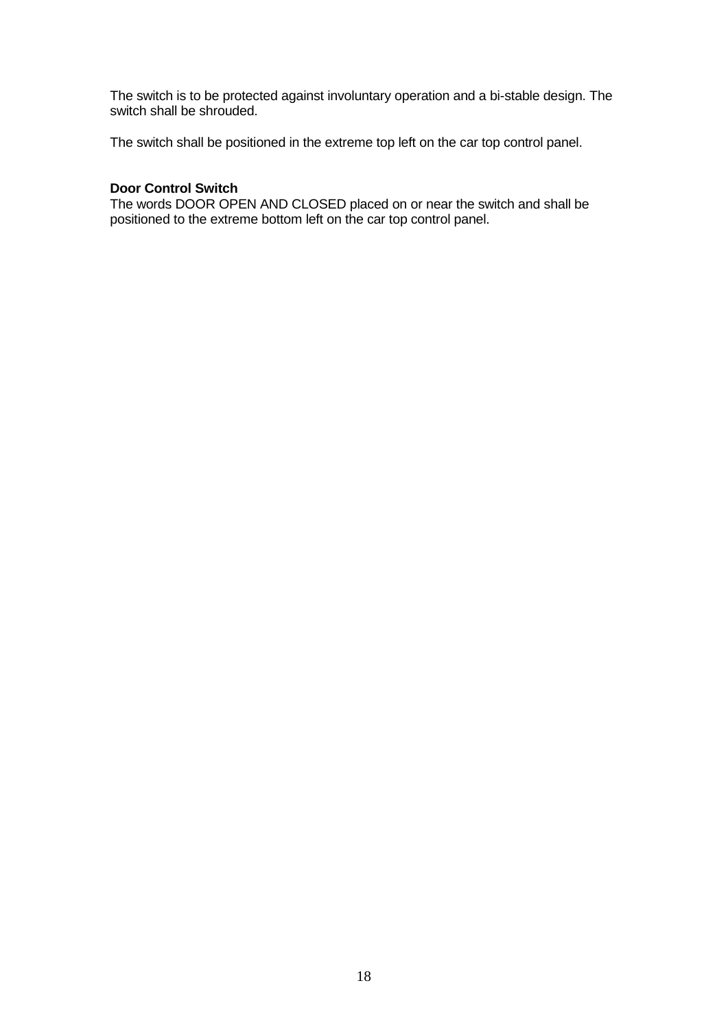The switch is to be protected against involuntary operation and a bi-stable design. The switch shall be shrouded.

The switch shall be positioned in the extreme top left on the car top control panel.

**Door Control Switch**
The words DOOR OPEN AND CLOSED placed on or near the switch and shall be positioned to the extreme bottom left on the car top control panel.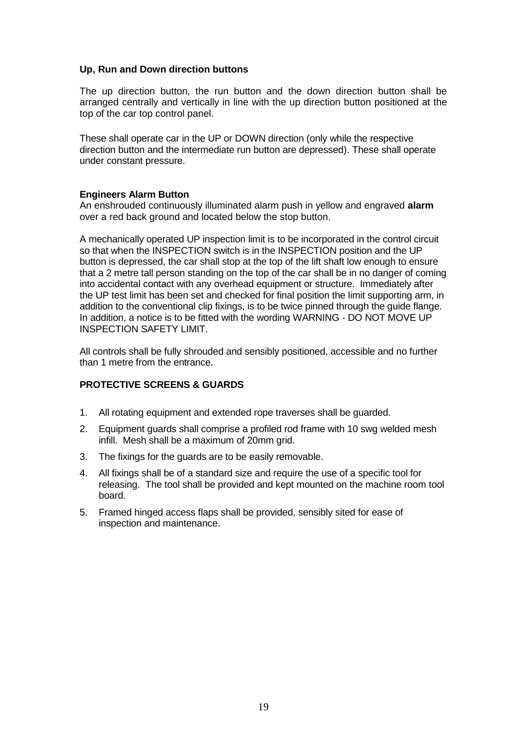**Up, Run and Down direction buttons**

The up direction button, the run button and the down direction button shall be arranged centrally and vertically in line with the up direction button positioned at the top of the car top control panel.

These shall operate car in the UP or DOWN direction (only while the respective direction button and the intermediate run button are depressed). These shall operate under constant pressure.

**Engineers Alarm Button**

An enshrouded continuously illuminated alarm push in yellow and engraved **alarm** over a red back ground and located below the stop button.

A mechanically operated UP inspection limit is to be incorporated in the control circuit so that when the INSPECTION switch is in the INSPECTION position and the UP button is depressed, the car shall stop at the top of the lift shaft low enough to ensure that a 2 metre tall person standing on the top of the car shall be in no danger of coming into accidental contact with any overhead equipment or structure. Immediately after the UP test limit has been set and checked for final position the limit supporting arm, in addition to the conventional clip fixings, is to be twice pinned through the guide flange. In addition, a notice is to be fitted with the wording WARNING - DO NOT MOVE UP INSPECTION SAFETY LIMIT.

All controls shall be fully shrouded and sensibly positioned, accessible and no further than 1 metre from the entrance.

**PROTECTIVE SCREENS & GUARDS**

1. All rotating equipment and extended rope traverses shall be guarded.
2. Equipment guards shall comprise a profiled rod frame with 10 swg welded mesh infill. Mesh shall be a maximum of 20mm grid.
3. The fixings for the guards are to be easily removable.
4. All fixings shall be of a standard size and require the use of a specific tool for releasing. The tool shall be provided and kept mounted on the machine room tool board.
5. Framed hinged access flaps shall be provided, sensibly sited for ease of inspection and maintenance.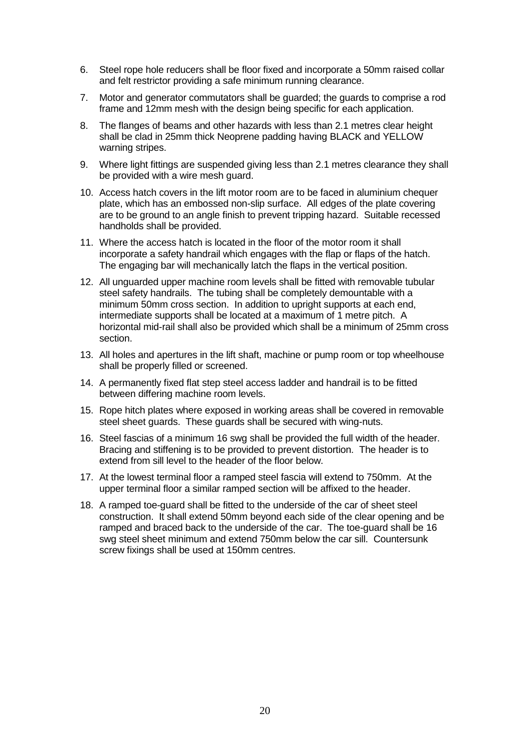6. Steel rope hole reducers shall be floor fixed and incorporate a 50mm raised collar and felt restrictor providing a safe minimum running clearance.

7. Motor and generator commutators shall be guarded; the guards to comprise a rod frame and 12mm mesh with the design being specific for each application.

8. The flanges of beams and other hazards with less than 2.1 metres clear height shall be clad in 25mm thick Neoprene padding having BLACK and YELLOW warning stripes.

9. Where light fittings are suspended giving less than 2.1 metres clearance they shall be provided with a wire mesh guard.

10. Access hatch covers in the lift motor room are to be faced in aluminium chequer plate, which has an embossed non-slip surface. All edges of the plate covering are to be ground to an angle finish to prevent tripping hazard. Suitable recessed handholds shall be provided.

11. Where the access hatch is located in the floor of the motor room it shall incorporate a safety handrail which engages with the flap or flaps of the hatch. The engaging bar will mechanically latch the flaps in the vertical position.

12. All unguarded upper machine room levels shall be fitted with removable tubular steel safety handrails. The tubing shall be completely demountable with a minimum 50mm cross section. In addition to upright supports at each end, intermediate supports shall be located at a maximum of 1 metre pitch. A horizontal mid-rail shall also be provided which shall be a minimum of 25mm cross section.

13. All holes and apertures in the lift shaft, machine or pump room or top wheelhouse shall be properly filled or screened.

14. A permanently fixed flat step steel access ladder and handrail is to be fitted between differing machine room levels.

15. Rope hitch plates where exposed in working areas shall be covered in removable steel sheet guards. These guards shall be secured with wing-nuts.

16. Steel fascias of a minimum 16 swg shall be provided the full width of the header. Bracing and stiffening is to be provided to prevent distortion. The header is to extend from sill level to the header of the floor below.

17. At the lowest terminal floor a ramped steel fascia will extend to 750mm. At the upper terminal floor a similar ramped section will be affixed to the header.

18. A ramped toe-guard shall be fitted to the underside of the car of sheet steel construction. It shall extend 50mm beyond each side of the clear opening and be ramped and braced back to the underside of the car. The toe-guard shall be 16 swg steel sheet minimum and extend 750mm below the car sill. Countersunk screw fixings shall be used at 150mm centres.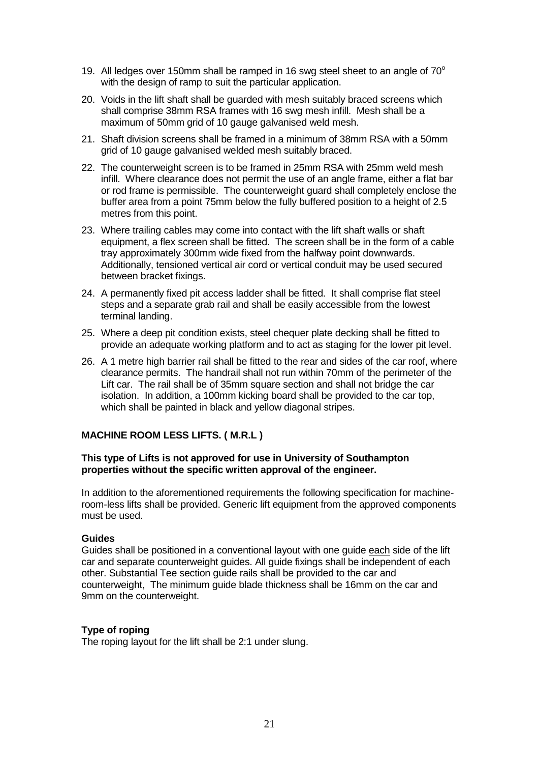19. All ledges over 150mm shall be ramped in 16 swg steel sheet to an angle of $70^{o}$ with the design of ramp to suit the particular application.
20. Voids in the lift shaft shall be guarded with mesh suitably braced screens which shall comprise 38mm RSA frames with 16 swg mesh infill. Mesh shall be a maximum of 50mm grid of 10 gauge galvanised weld mesh.
21. Shaft division screens shall be framed in a minimum of 38mm RSA with a 50mm grid of 10 gauge galvanised welded mesh suitably braced.
22. The counterweight screen is to be framed in 25mm RSA with 25mm weld mesh infill. Where clearance does not permit the use of an angle frame, either a flat bar or rod frame is permissible. The counterweight guard shall completely enclose the buffer area from a point 75mm below the fully buffered position to a height of 2.5 metres from this point.
23. Where trailing cables may come into contact with the lift shaft walls or shaft equipment, a flex screen shall be fitted. The screen shall be in the form of a cable tray approximately 300mm wide fixed from the halfway point downwards. Additionally, tensioned vertical air cord or vertical conduit may be used secured between bracket fixings.
24. A permanently fixed pit access ladder shall be fitted. It shall comprise flat steel steps and a separate grab rail and shall be easily accessible from the lowest terminal landing.
25. Where a deep pit condition exists, steel chequer plate decking shall be fitted to provide an adequate working platform and to act as staging for the lower pit level.
26. A 1 metre high barrier rail shall be fitted to the rear and sides of the car roof, where clearance permits. The handrail shall not run within 70mm of the perimeter of the Lift car. The rail shall be of 35mm square section and shall not bridge the car isolation. In addition, a 100mm kicking board shall be provided to the car top, which shall be painted in black and yellow diagonal stripes.

**MACHINE ROOM LESS LIFTS. ( M.R.L )**

**This type of Lifts is not approved for use in University of Southampton properties without the specific written approval of the engineer.**

In addition to the aforementioned requirements the following specification for machine-room-less lifts shall be provided. Generic lift equipment from the approved components must be used.

**Guides**

Guides shall be positioned in a conventional layout with one guide <u>each</u> side of the lift car and separate counterweight guides. All guide fixings shall be independent of each other. Substantial Tee section guide rails shall be provided to the car and counterweight, The minimum guide blade thickness shall be 16mm on the car and 9mm on the counterweight.

**Type of roping**

The roping layout for the lift shall be 2:1 under slung.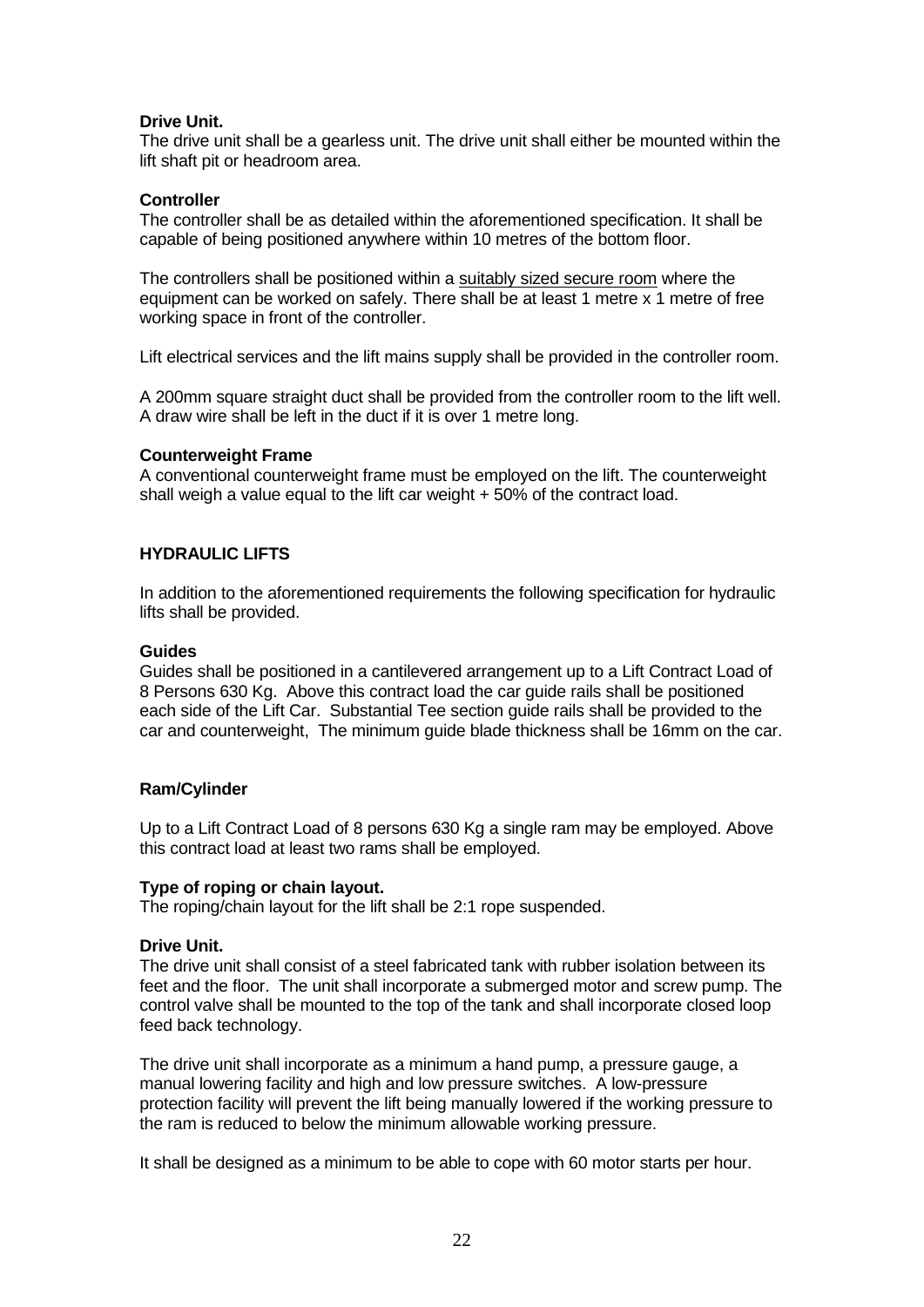**Drive Unit.**
The drive unit shall be a gearless unit. The drive unit shall either be mounted within the lift shaft pit or headroom area.

**Controller**
The controller shall be as detailed within the aforementioned specification. It shall be capable of being positioned anywhere within 10 metres of the bottom floor.

The controllers shall be positioned within a <u>suitably sized secure room</u> where the equipment can be worked on safely. There shall be at least 1 metre x 1 metre of free working space in front of the controller.

Lift electrical services and the lift mains supply shall be provided in the controller room.

A 200mm square straight duct shall be provided from the controller room to the lift well. A draw wire shall be left in the duct if it is over 1 metre long.

**Counterweight Frame**
A conventional counterweight frame must be employed on the lift. The counterweight shall weigh a value equal to the lift car weight + 50% of the contract load.

## HYDRAULIC LIFTS

In addition to the aforementioned requirements the following specification for hydraulic lifts shall be provided.

**Guides**
Guides shall be positioned in a cantilevered arrangement up to a Lift Contract Load of 8 Persons 630 Kg. Above this contract load the car guide rails shall be positioned each side of the Lift Car. Substantial Tee section guide rails shall be provided to the car and counterweight, The minimum guide blade thickness shall be 16mm on the car.

**Ram/Cylinder**

Up to a Lift Contract Load of 8 persons 630 Kg a single ram may be employed. Above this contract load at least two rams shall be employed.

**Type of roping or chain layout.**
The roping/chain layout for the lift shall be 2:1 rope suspended.

**Drive Unit.**
The drive unit shall consist of a steel fabricated tank with rubber isolation between its feet and the floor. The unit shall incorporate a submerged motor and screw pump. The control valve shall be mounted to the top of the tank and shall incorporate closed loop feed back technology.

The drive unit shall incorporate as a minimum a hand pump, a pressure gauge, a manual lowering facility and high and low pressure switches. A low-pressure protection facility will prevent the lift being manually lowered if the working pressure to the ram is reduced to below the minimum allowable working pressure.

It shall be designed as a minimum to be able to cope with 60 motor starts per hour.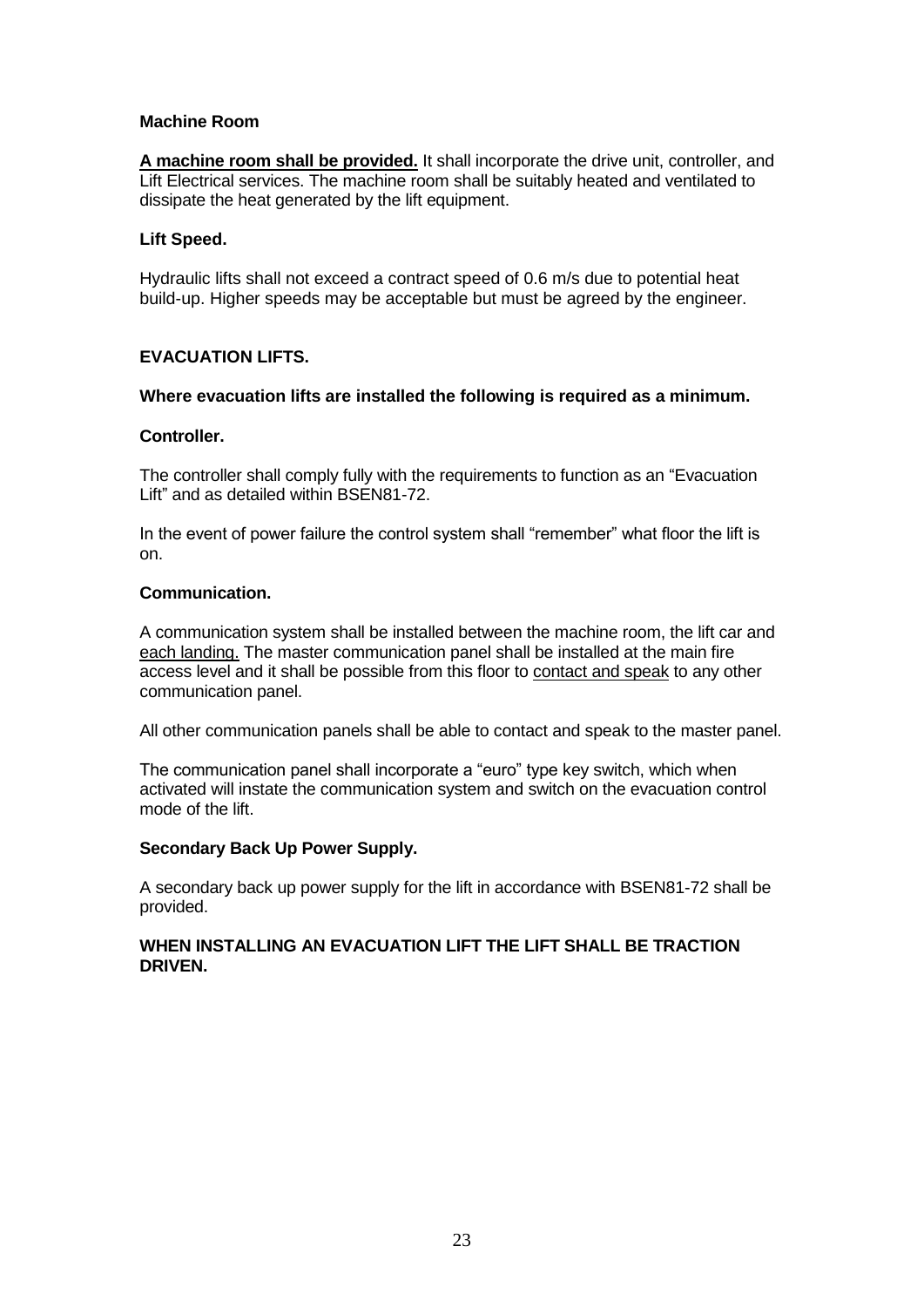**Machine Room**

**A machine room shall be provided.** It shall incorporate the drive unit, controller, and Lift Electrical services. The machine room shall be suitably heated and ventilated to dissipate the heat generated by the lift equipment.

**Lift Speed.**

Hydraulic lifts shall not exceed a contract speed of 0.6 m/s due to potential heat build-up. Higher speeds may be acceptable but must be agreed by the engineer.

**EVACUATION LIFTS.**

**Where evacuation lifts are installed the following is required as a minimum.**

**Controller.**

The controller shall comply fully with the requirements to function as an "Evacuation Lift" and as detailed within BSEN81-72.

In the event of power failure the control system shall "remember" what floor the lift is on.

**Communication.**

A communication system shall be installed between the machine room, the lift car and each landing. The master communication panel shall be installed at the main fire access level and it shall be possible from this floor to contact and speak to any other communication panel.

All other communication panels shall be able to contact and speak to the master panel.

The communication panel shall incorporate a "euro" type key switch, which when activated will instate the communication system and switch on the evacuation control mode of the lift.

**Secondary Back Up Power Supply.**

A secondary back up power supply for the lift in accordance with BSEN81-72 shall be provided.

**WHEN INSTALLING AN EVACUATION LIFT THE LIFT SHALL BE TRACTION DRIVEN.**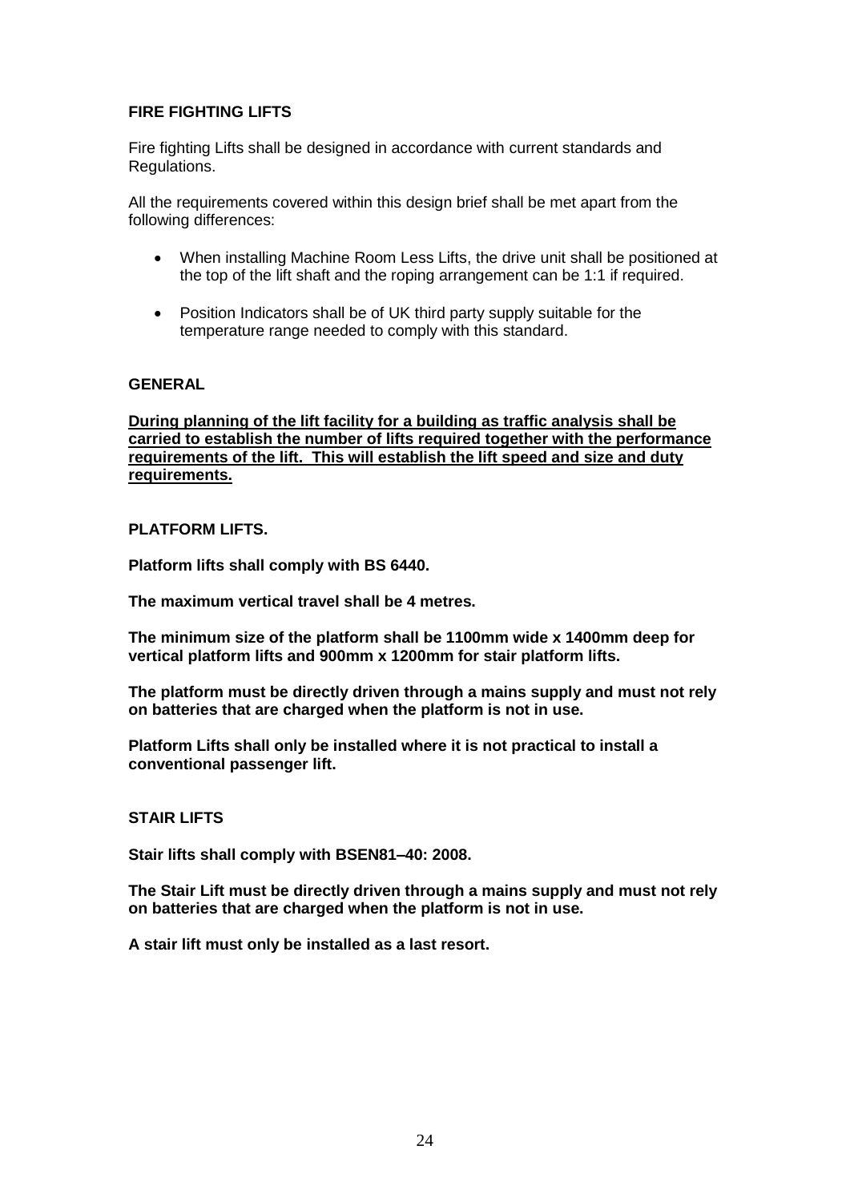**FIRE FIGHTING LIFTS**

Fire fighting Lifts shall be designed in accordance with current standards and Regulations.

All the requirements covered within this design brief shall be met apart from the following differences:

- When installing Machine Room Less Lifts, the drive unit shall be positioned at the top of the lift shaft and the roping arrangement can be 1:1 if required.
- Position Indicators shall be of UK third party supply suitable for the temperature range needed to comply with this standard.

**GENERAL**

**<u>During planning of the lift facility for a building as traffic analysis shall be carried to establish the number of lifts required together with the performance requirements of the lift. This will establish the lift speed and size and duty requirements.</u>**

**PLATFORM LIFTS.**

**Platform lifts shall comply with BS 6440.**

**The maximum vertical travel shall be 4 metres.**

**The minimum size of the platform shall be 1100mm wide x 1400mm deep for vertical platform lifts and 900mm x 1200mm for stair platform lifts.**

**The platform must be directly driven through a mains supply and must not rely on batteries that are charged when the platform is not in use.**

**Platform Lifts shall only be installed where it is not practical to install a conventional passenger lift.**

**STAIR LIFTS**

**Stair lifts shall comply with BSEN81–40: 2008.**

**The Stair Lift must be directly driven through a mains supply and must not rely on batteries that are charged when the platform is not in use.**

**A stair lift must only be installed as a last resort.**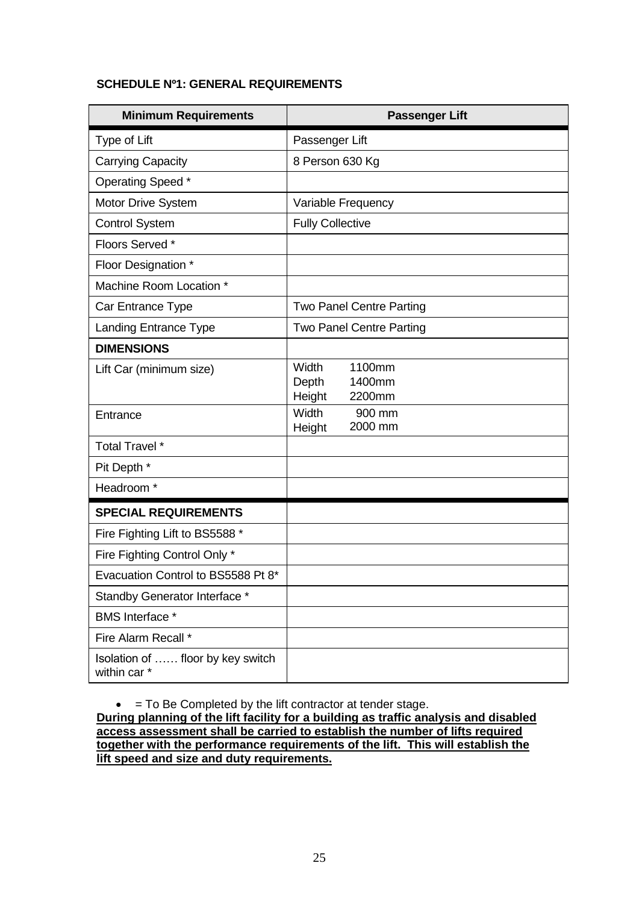**SCHEDULE Nº1: GENERAL REQUIREMENTS**

| Minimum Requirements | Passenger Lift |
|---|---|
| Type of Lift | Passenger Lift |
| Carrying Capacity | 8 Person 630 Kg |
| Operating Speed * | |
| Motor Drive System | Variable Frequency |
| Control System | Fully Collective |
| Floors Served * | |
| Floor Designation * | |
| Machine Room Location * | |
| Car Entrance Type | Two Panel Centre Parting |
| Landing Entrance Type | Two Panel Centre Parting |
| **DIMENSIONS** | |
| Lift Car (minimum size) | Width 1100mm<br>Depth 1400mm<br>Height 2200mm |
| Entrance | Width 900 mm<br>Height 2000 mm |
| Total Travel * | |
| Pit Depth * | |
| Headroom * | |
| **SPECIAL REQUIREMENTS** | |
| Fire Fighting Lift to BS5588 * | |
| Fire Fighting Control Only * | |
| Evacuation Control to BS5588 Pt 8* | |
| Standby Generator Interface * | |
| BMS Interface * | |
| Fire Alarm Recall * | |
| Isolation of …… floor by key switch within car * | |

- = To Be Completed by the lift contractor at tender stage.

**<u>During planning of the lift facility for a building as traffic analysis and disabled access assessment shall be carried to establish the number of lifts required together with the performance requirements of the lift. This will establish the lift speed and size and duty requirements.</u>**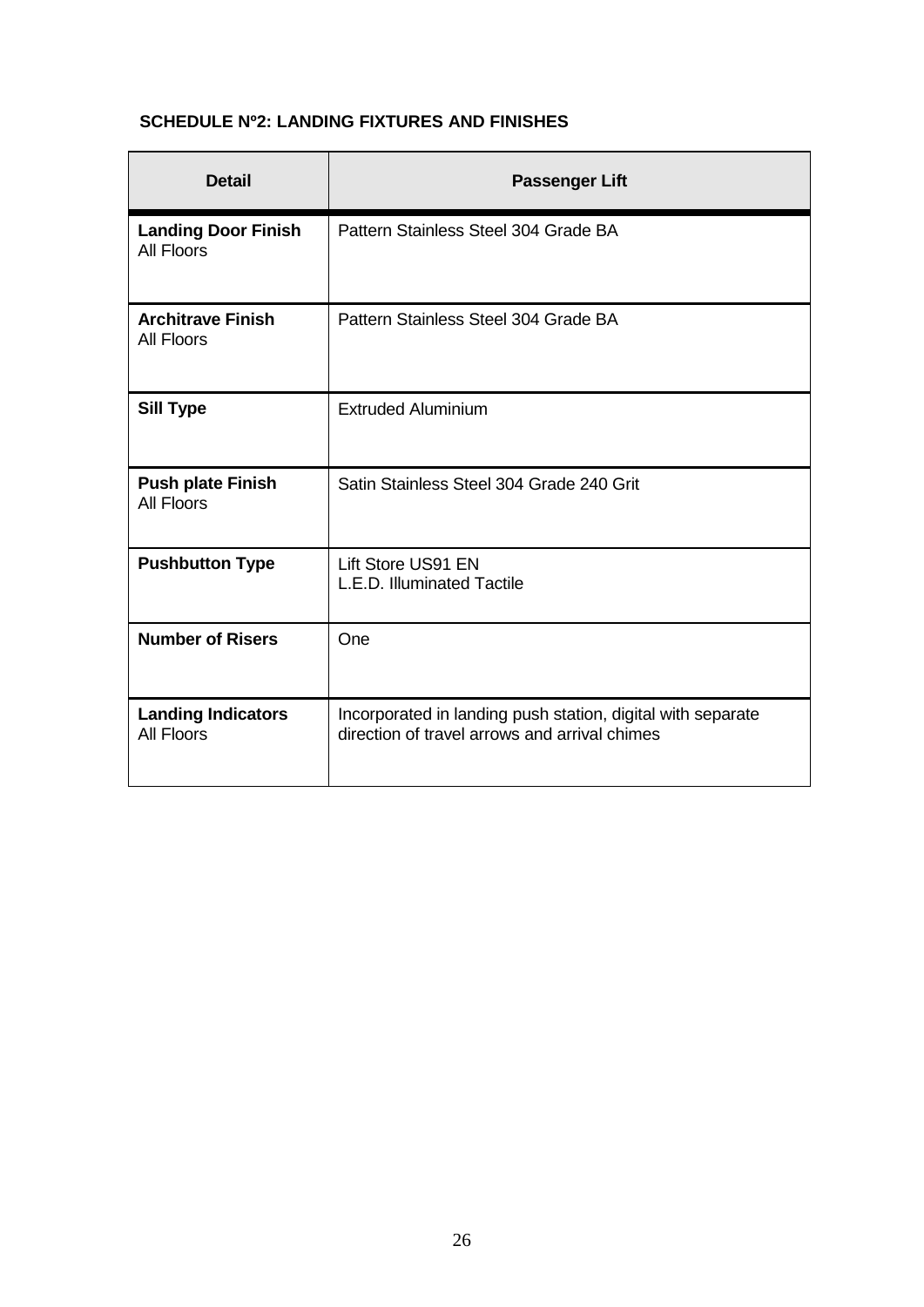**SCHEDULE Nº2: LANDING FIXTURES AND FINISHES**

| Detail | Passenger Lift |
|---|---|
| **Landing Door Finish**<br>All Floors | Pattern Stainless Steel 304 Grade BA |
| **Architrave Finish**<br>All Floors | Pattern Stainless Steel 304 Grade BA |
| **Sill Type** | Extruded Aluminium |
| **Push plate Finish**<br>All Floors | Satin Stainless Steel 304 Grade 240 Grit |
| **Pushbutton Type** | Lift Store US91 EN<br>L.E.D. Illuminated Tactile |
| **Number of Risers** | One |
| **Landing Indicators**<br>All Floors | Incorporated in landing push station, digital with separate direction of travel arrows and arrival chimes |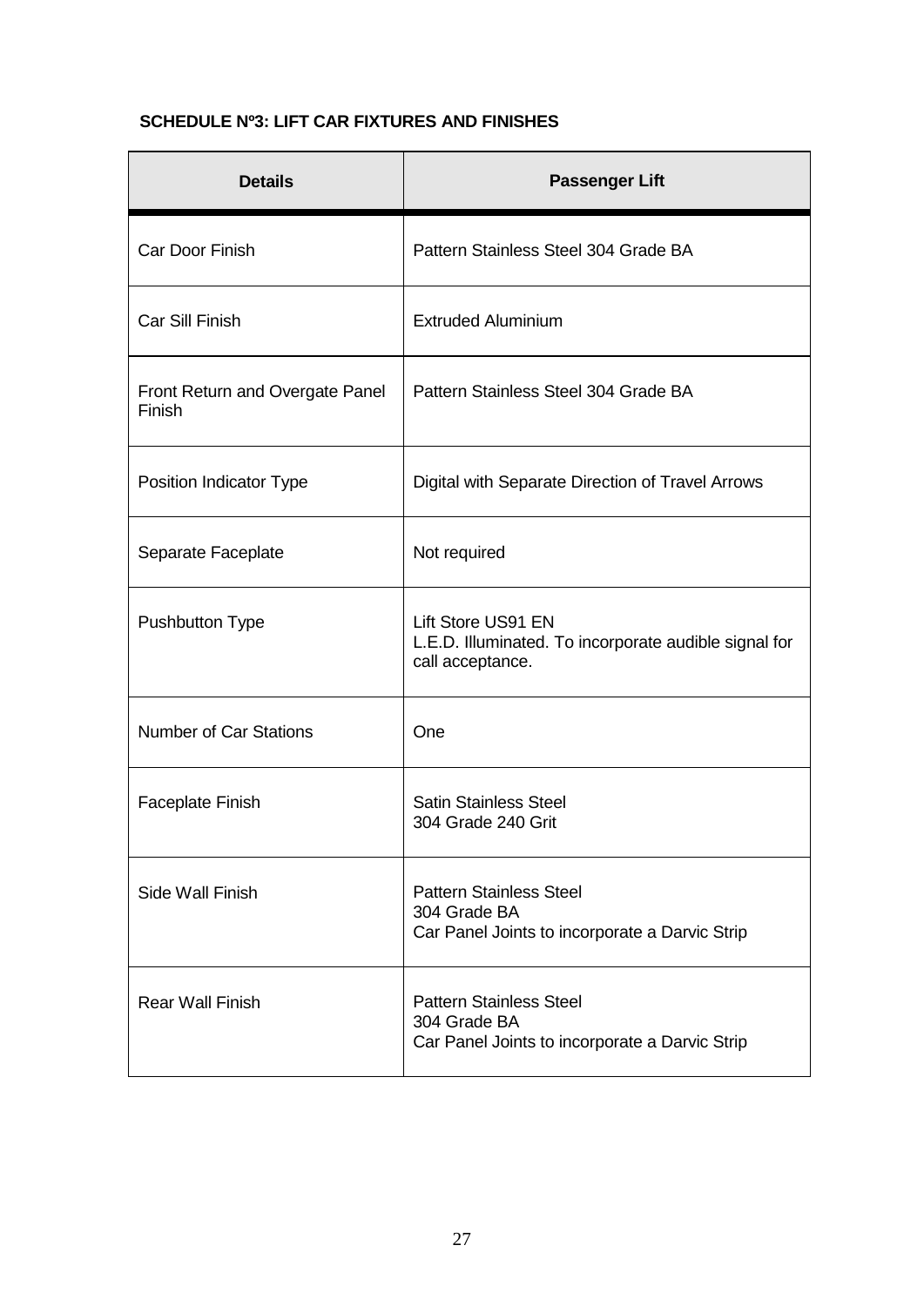**SCHEDULE Nº3: LIFT CAR FIXTURES AND FINISHES**

| Details | Passenger Lift |
|---|---|
| Car Door Finish | Pattern Stainless Steel 304 Grade BA |
| Car Sill Finish | Extruded Aluminium |
| Front Return and Overgate Panel Finish | Pattern Stainless Steel 304 Grade BA |
| Position Indicator Type | Digital with Separate Direction of Travel Arrows |
| Separate Faceplate | Not required |
| Pushbutton Type | Lift Store US91 EN<br>L.E.D. Illuminated. To incorporate audible signal for call acceptance. |
| Number of Car Stations | One |
| Faceplate Finish | Satin Stainless Steel<br>304 Grade 240 Grit |
| Side Wall Finish | Pattern Stainless Steel<br>304 Grade BA<br>Car Panel Joints to incorporate a Darvic Strip |
| Rear Wall Finish | Pattern Stainless Steel<br>304 Grade BA<br>Car Panel Joints to incorporate a Darvic Strip |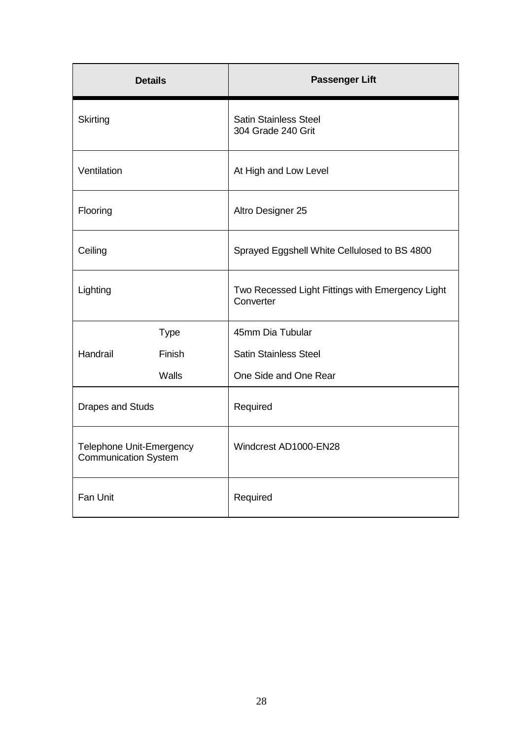| Details | | Passenger Lift |
|---|---|---|
| Skirting | | Satin Stainless Steel<br>304 Grade 240 Grit |
| Ventilation | | At High and Low Level |
| Flooring | | Altro Designer 25 |
| Ceiling | | Sprayed Eggshell White Cellulosed to BS 4800 |
| Lighting | | Two Recessed Light Fittings with Emergency Light Converter |
| Handrail | Type | 45mm Dia Tubular |
| | Finish | Satin Stainless Steel |
| | Walls | One Side and One Rear |
| Drapes and Studs | | Required |
| Telephone Unit-Emergency Communication System | | Windcrest AD1000-EN28 |
| Fan Unit | | Required |